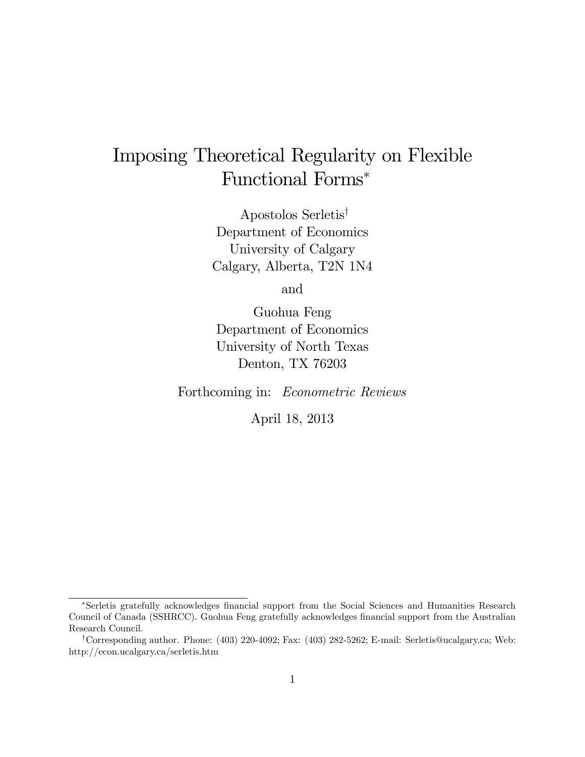# Imposing Theoretical Regularity on Flexible Functional Forms*

Apostolos Serletis†
Department of Economics
University of Calgary
Calgary, Alberta, T2N 1N4

and

Guohua Feng
Department of Economics
University of North Texas
Denton, TX 76203

Forthcoming in: *Econometric Reviews*

April 18, 2013

---

*Serletis gratefully acknowledges financial support from the Social Sciences and Humanities Research Council of Canada (SSHRCC). Guohua Feng gratefully acknowledges financial support from the Australian Research Council.

†Corresponding author. Phone: (403) 220-4092; Fax: (403) 282-5262; E-mail: Serletis@ucalgary.ca; Web: http://econ.ucalgary.ca/serletis.htm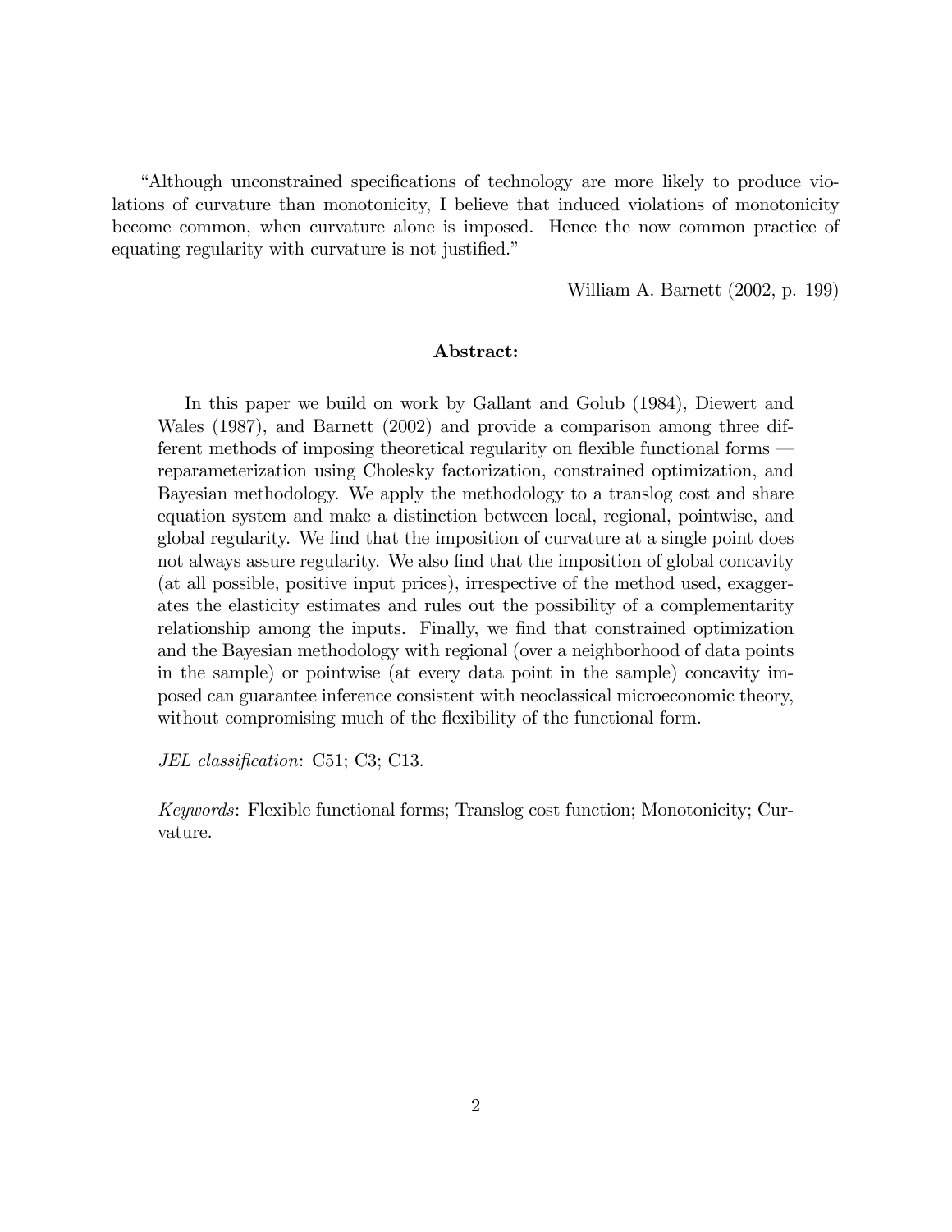"Although unconstrained specifications of technology are more likely to produce violations of curvature than monotonicity, I believe that induced violations of monotonicity become common, when curvature alone is imposed. Hence the now common practice of equating regularity with curvature is not justified."

William A. Barnett (2002, p. 199)

**Abstract:**

In this paper we build on work by Gallant and Golub (1984), Diewert and Wales (1987), and Barnett (2002) and provide a comparison among three different methods of imposing theoretical regularity on flexible functional forms — reparameterization using Cholesky factorization, constrained optimization, and Bayesian methodology. We apply the methodology to a translog cost and share equation system and make a distinction between local, regional, pointwise, and global regularity. We find that the imposition of curvature at a single point does not always assure regularity. We also find that the imposition of global concavity (at all possible, positive input prices), irrespective of the method used, exaggerates the elasticity estimates and rules out the possibility of a complementarity relationship among the inputs. Finally, we find that constrained optimization and the Bayesian methodology with regional (over a neighborhood of data points in the sample) or pointwise (at every data point in the sample) concavity imposed can guarantee inference consistent with neoclassical microeconomic theory, without compromising much of the flexibility of the functional form.

*JEL classification*: C51; C3; C13.

*Keywords*: Flexible functional forms; Translog cost function; Monotonicity; Curvature.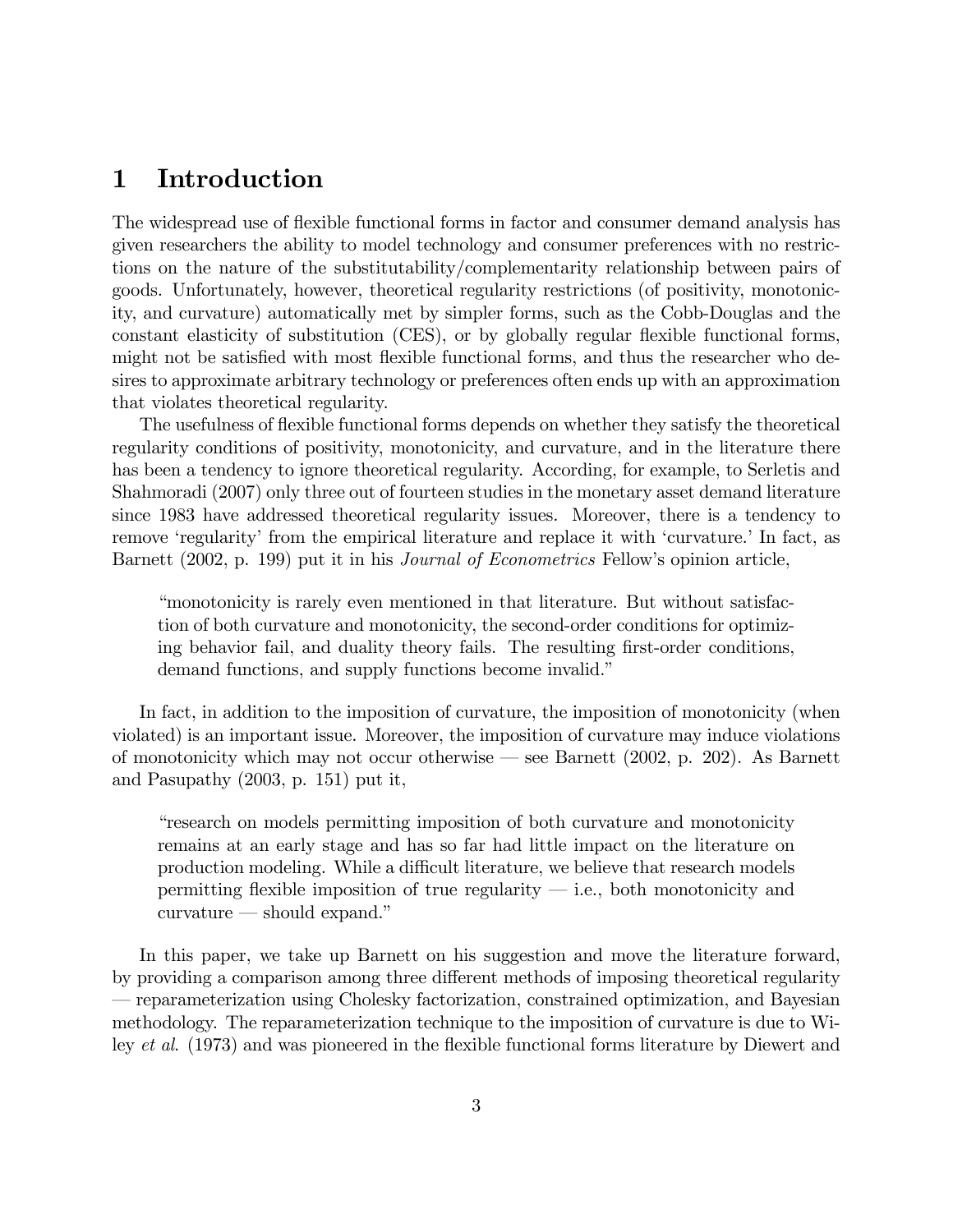# 1 Introduction

The widespread use of flexible functional forms in factor and consumer demand analysis has given researchers the ability to model technology and consumer preferences with no restrictions on the nature of the substitutability/complementarity relationship between pairs of goods. Unfortunately, however, theoretical regularity restrictions (of positivity, monotonicity, and curvature) automatically met by simpler forms, such as the Cobb-Douglas and the constant elasticity of substitution (CES), or by globally regular flexible functional forms, might not be satisfied with most flexible functional forms, and thus the researcher who desires to approximate arbitrary technology or preferences often ends up with an approximation that violates theoretical regularity.

The usefulness of flexible functional forms depends on whether they satisfy the theoretical regularity conditions of positivity, monotonicity, and curvature, and in the literature there has been a tendency to ignore theoretical regularity. According, for example, to Serletis and Shahmoradi (2007) only three out of fourteen studies in the monetary asset demand literature since 1983 have addressed theoretical regularity issues. Moreover, there is a tendency to remove 'regularity' from the empirical literature and replace it with 'curvature.' In fact, as Barnett (2002, p. 199) put it in his *Journal of Econometrics* Fellow's opinion article,

> "monotonicity is rarely even mentioned in that literature. But without satisfaction of both curvature and monotonicity, the second-order conditions for optimizing behavior fail, and duality theory fails. The resulting first-order conditions, demand functions, and supply functions become invalid."

In fact, in addition to the imposition of curvature, the imposition of monotonicity (when violated) is an important issue. Moreover, the imposition of curvature may induce violations of monotonicity which may not occur otherwise — see Barnett (2002, p. 202). As Barnett and Pasupathy (2003, p. 151) put it,

> "research on models permitting imposition of both curvature and monotonicity remains at an early stage and has so far had little impact on the literature on production modeling. While a difficult literature, we believe that research models permitting flexible imposition of true regularity — i.e., both monotonicity and curvature — should expand."

In this paper, we take up Barnett on his suggestion and move the literature forward, by providing a comparison among three different methods of imposing theoretical regularity — reparameterization using Cholesky factorization, constrained optimization, and Bayesian methodology. The reparameterization technique to the imposition of curvature is due to Wiley *et al.* (1973) and was pioneered in the flexible functional forms literature by Diewert and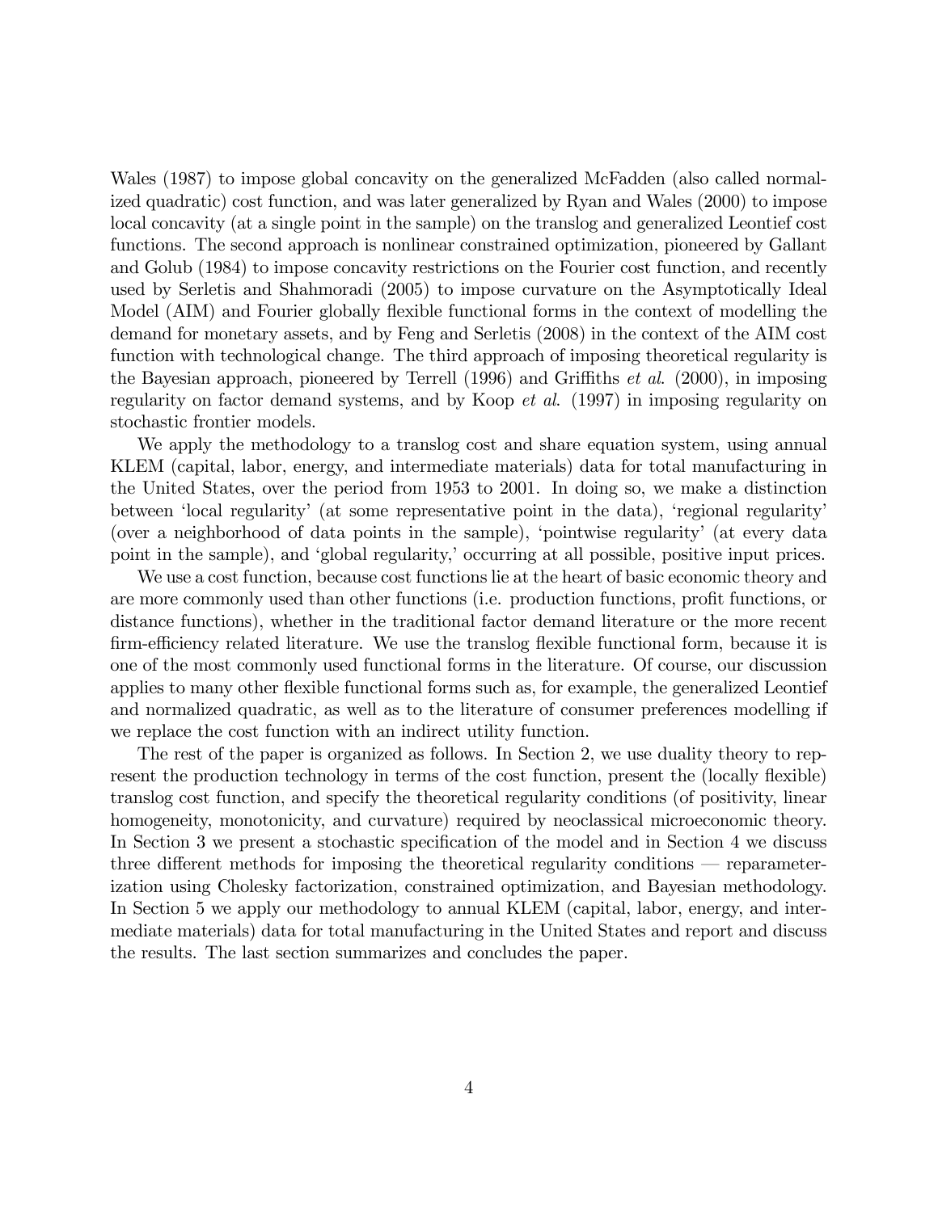Wales (1987) to impose global concavity on the generalized McFadden (also called normalized quadratic) cost function, and was later generalized by Ryan and Wales (2000) to impose local concavity (at a single point in the sample) on the translog and generalized Leontief cost functions. The second approach is nonlinear constrained optimization, pioneered by Gallant and Golub (1984) to impose concavity restrictions on the Fourier cost function, and recently used by Serletis and Shahmoradi (2005) to impose curvature on the Asymptotically Ideal Model (AIM) and Fourier globally flexible functional forms in the context of modelling the demand for monetary assets, and by Feng and Serletis (2008) in the context of the AIM cost function with technological change. The third approach of imposing theoretical regularity is the Bayesian approach, pioneered by Terrell (1996) and Griffiths *et al*. (2000), in imposing regularity on factor demand systems, and by Koop *et al*. (1997) in imposing regularity on stochastic frontier models.

We apply the methodology to a translog cost and share equation system, using annual KLEM (capital, labor, energy, and intermediate materials) data for total manufacturing in the United States, over the period from 1953 to 2001. In doing so, we make a distinction between 'local regularity' (at some representative point in the data), 'regional regularity' (over a neighborhood of data points in the sample), 'pointwise regularity' (at every data point in the sample), and 'global regularity,' occurring at all possible, positive input prices.

We use a cost function, because cost functions lie at the heart of basic economic theory and are more commonly used than other functions (i.e. production functions, profit functions, or distance functions), whether in the traditional factor demand literature or the more recent firm-efficiency related literature. We use the translog flexible functional form, because it is one of the most commonly used functional forms in the literature. Of course, our discussion applies to many other flexible functional forms such as, for example, the generalized Leontief and normalized quadratic, as well as to the literature of consumer preferences modelling if we replace the cost function with an indirect utility function.

The rest of the paper is organized as follows. In Section 2, we use duality theory to represent the production technology in terms of the cost function, present the (locally flexible) translog cost function, and specify the theoretical regularity conditions (of positivity, linear homogeneity, monotonicity, and curvature) required by neoclassical microeconomic theory. In Section 3 we present a stochastic specification of the model and in Section 4 we discuss three different methods for imposing the theoretical regularity conditions — reparameterization using Cholesky factorization, constrained optimization, and Bayesian methodology. In Section 5 we apply our methodology to annual KLEM (capital, labor, energy, and intermediate materials) data for total manufacturing in the United States and report and discuss the results. The last section summarizes and concludes the paper.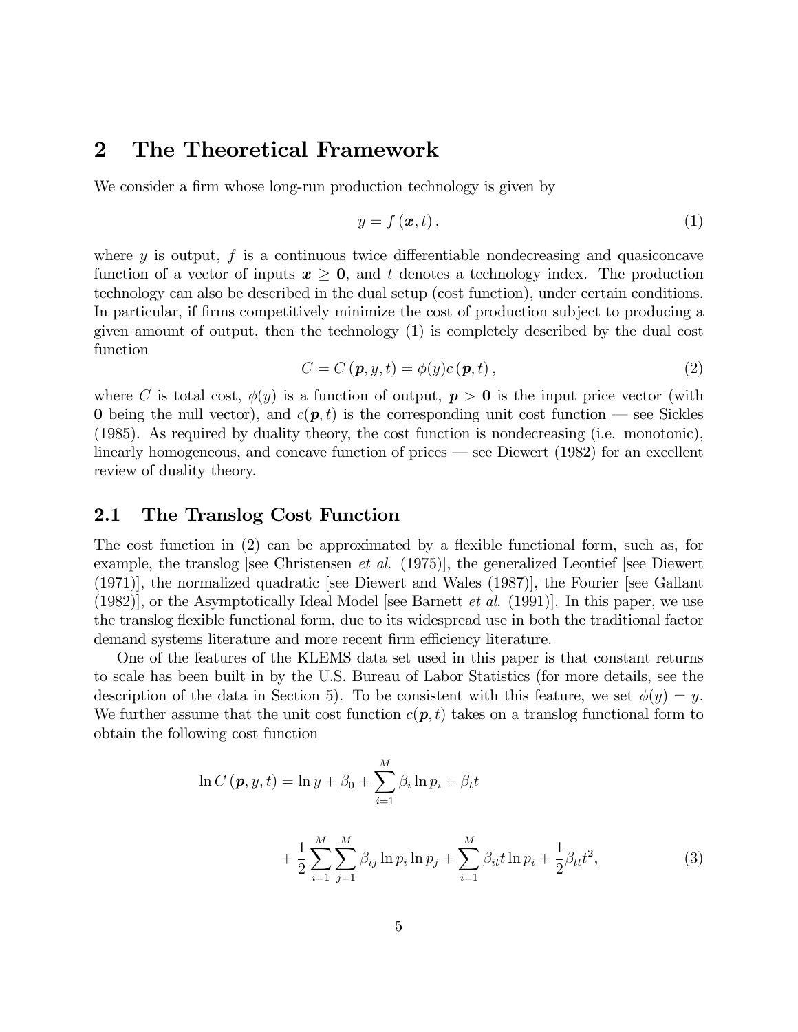# 2 The Theoretical Framework

We consider a firm whose long-run production technology is given by

$$y = f(\boldsymbol{x}, t), \tag{1}$$

where $y$ is output, $f$ is a continuous twice differentiable nondecreasing and quasiconcave function of a vector of inputs $\boldsymbol{x} \geq \mathbf{0}$, and $t$ denotes a technology index. The production technology can also be described in the dual setup (cost function), under certain conditions. In particular, if firms competitively minimize the cost of production subject to producing a given amount of output, then the technology (1) is completely described by the dual cost function

$$C = C(\boldsymbol{p}, y, t) = \phi(y) c(\boldsymbol{p}, t), \tag{2}$$

where $C$ is total cost, $\phi(y)$ is a function of output, $\boldsymbol{p} > \mathbf{0}$ is the input price vector (with $\mathbf{0}$ being the null vector), and $c(\boldsymbol{p}, t)$ is the corresponding unit cost function — see Sickles (1985). As required by duality theory, the cost function is nondecreasing (i.e. monotonic), linearly homogeneous, and concave function of prices — see Diewert (1982) for an excellent review of duality theory.

## 2.1 The Translog Cost Function

The cost function in (2) can be approximated by a flexible functional form, such as, for example, the translog [see Christensen *et al.* (1975)], the generalized Leontief [see Diewert (1971)], the normalized quadratic [see Diewert and Wales (1987)], the Fourier [see Gallant (1982)], or the Asymptotically Ideal Model [see Barnett *et al.* (1991)]. In this paper, we use the translog flexible functional form, due to its widespread use in both the traditional factor demand systems literature and more recent firm efficiency literature.

One of the features of the KLEMS data set used in this paper is that constant returns to scale has been built in by the U.S. Bureau of Labor Statistics (for more details, see the description of the data in Section 5). To be consistent with this feature, we set $\phi(y) = y$. We further assume that the unit cost function $c(\boldsymbol{p}, t)$ takes on a translog functional form to obtain the following cost function

$$\ln C(\boldsymbol{p}, y, t) = \ln y + \beta_0 + \sum_{i=1}^{M} \beta_i \ln p_i + \beta_t t + \frac{1}{2} \sum_{i=1}^{M} \sum_{j=1}^{M} \beta_{ij} \ln p_i \ln p_j + \sum_{i=1}^{M} \beta_{it} t \ln p_i + \frac{1}{2} \beta_{tt} t^2, \tag{3}$$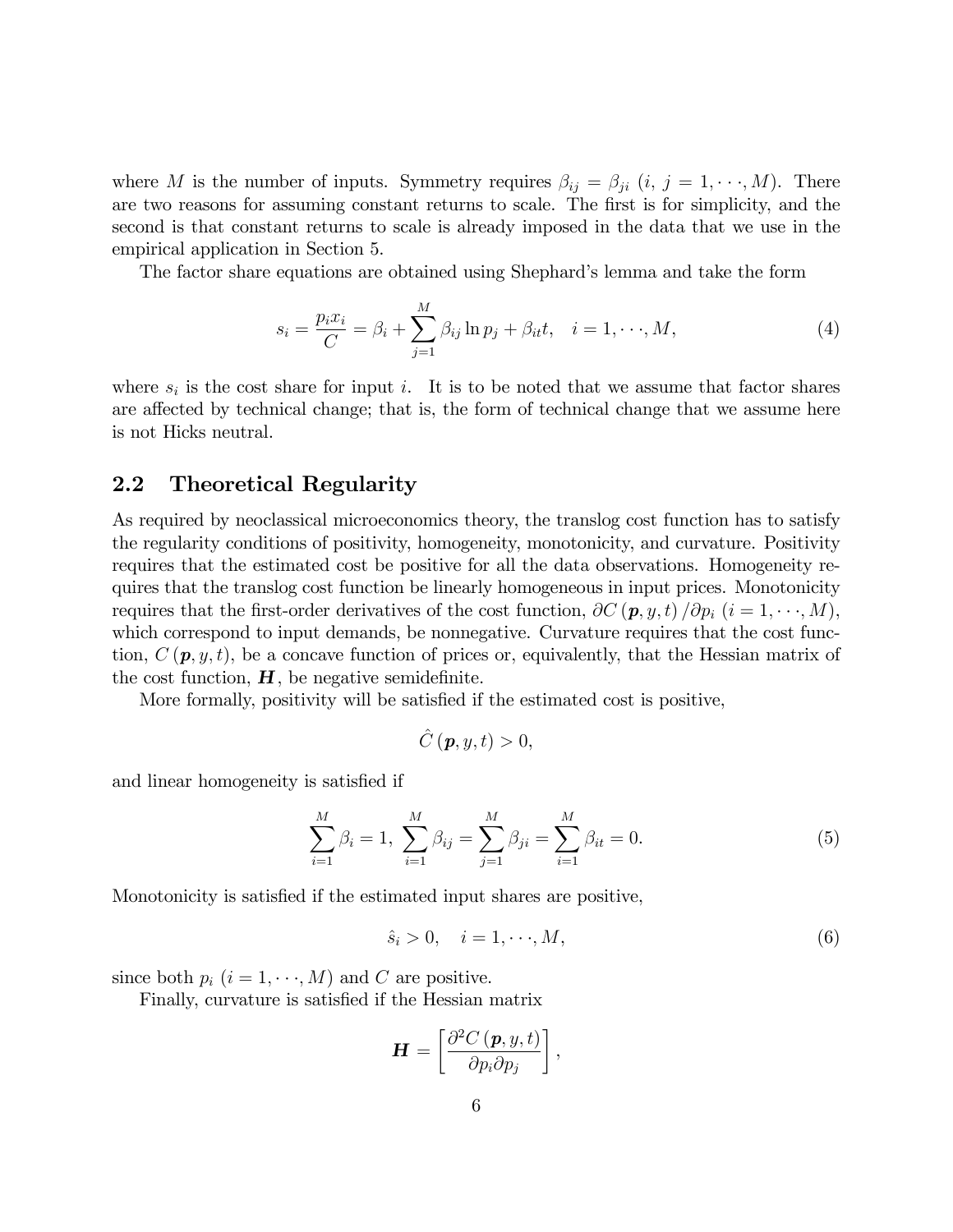where $M$ is the number of inputs. Symmetry requires $\beta_{ij} = \beta_{ji}$ $(i, j = 1, \cdots, M)$. There are two reasons for assuming constant returns to scale. The first is for simplicity, and the second is that constant returns to scale is already imposed in the data that we use in the empirical application in Section 5.

The factor share equations are obtained using Shephard's lemma and take the form

$$s_i = \frac{p_i x_i}{C} = \beta_i + \sum_{j=1}^{M} \beta_{ij} \ln p_j + \beta_{it} t, \quad i = 1, \cdots, M, \tag{4}$$

where $s_i$ is the cost share for input $i$. It is to be noted that we assume that factor shares are affected by technical change; that is, the form of technical change that we assume here is not Hicks neutral.

## 2.2 Theoretical Regularity

As required by neoclassical microeconomics theory, the translog cost function has to satisfy the regularity conditions of positivity, homogeneity, monotonicity, and curvature. Positivity requires that the estimated cost be positive for all the data observations. Homogeneity requires that the translog cost function be linearly homogeneous in input prices. Monotonicity requires that the first-order derivatives of the cost function, $\partial C(\boldsymbol{p}, y, t) / \partial p_i$ $(i = 1, \cdots, M)$, which correspond to input demands, be nonnegative. Curvature requires that the cost function, $C(\boldsymbol{p}, y, t)$, be a concave function of prices or, equivalently, that the Hessian matrix of the cost function, $\boldsymbol{H}$, be negative semidefinite.

More formally, positivity will be satisfied if the estimated cost is positive,

$$\hat{C}(\boldsymbol{p}, y, t) > 0,$$

and linear homogeneity is satisfied if

$$\sum_{i=1}^{M} \beta_i = 1, \; \sum_{i=1}^{M} \beta_{ij} = \sum_{j=1}^{M} \beta_{ji} = \sum_{i=1}^{M} \beta_{it} = 0. \tag{5}$$

Monotonicity is satisfied if the estimated input shares are positive,

$$\hat{s}_i > 0, \quad i = 1, \cdots, M, \tag{6}$$

since both $p_i$ $(i = 1, \cdots, M)$ and $C$ are positive.

Finally, curvature is satisfied if the Hessian matrix

$$\boldsymbol{H} = \left[ \frac{\partial^2 C(\boldsymbol{p}, y, t)}{\partial p_i \partial p_j} \right],$$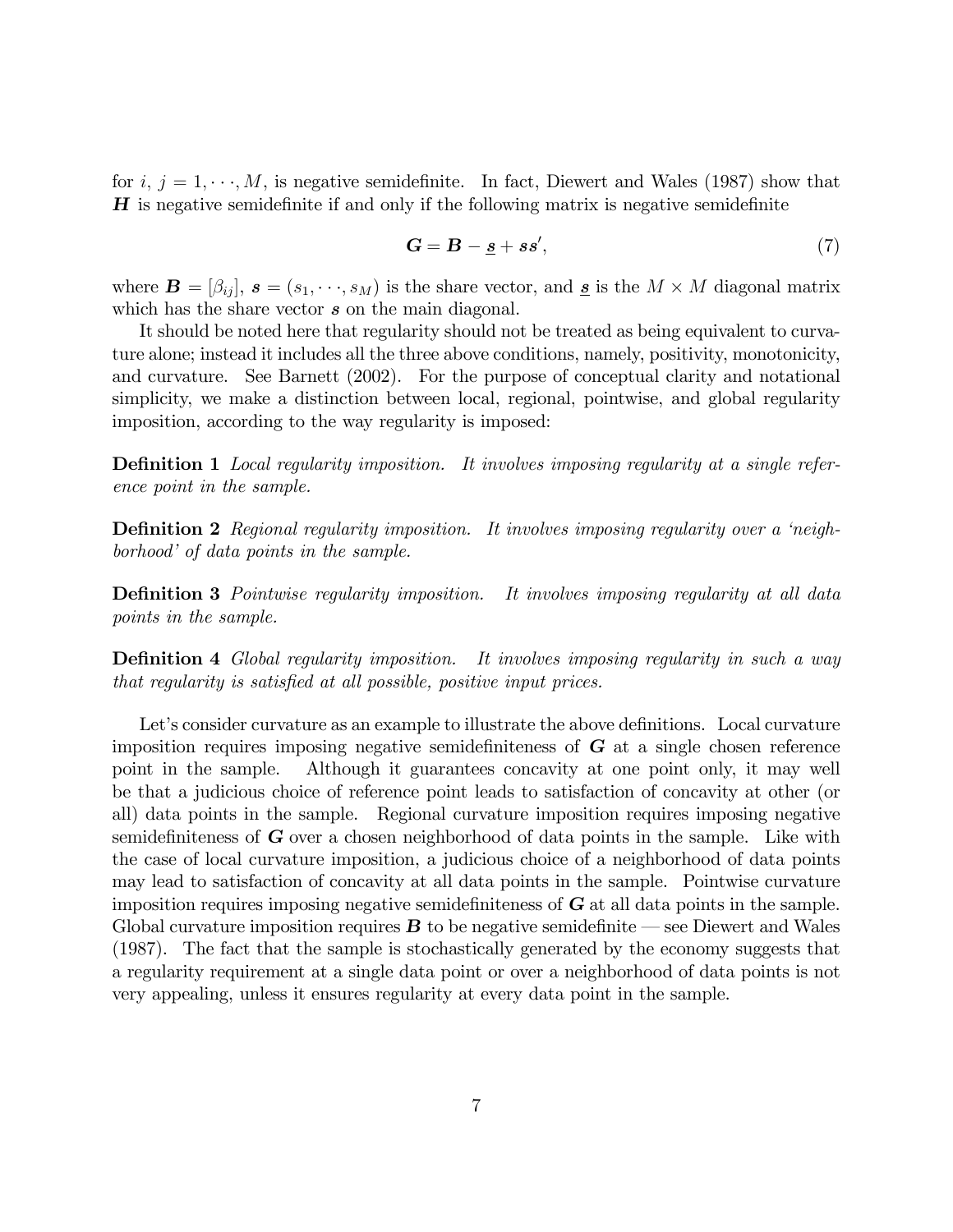for $i, j = 1, \cdots, M$, is negative semidefinite. In fact, Diewert and Wales (1987) show that $\boldsymbol{H}$ is negative semidefinite if and only if the following matrix is negative semidefinite

$$\boldsymbol{G} = \boldsymbol{B} - \underline{\boldsymbol{s}} + \boldsymbol{s}\boldsymbol{s}', \tag{7}$$

where $\boldsymbol{B} = [\beta_{ij}]$, $\boldsymbol{s} = (s_1, \cdots, s_M)$ is the share vector, and $\underline{\boldsymbol{s}}$ is the $M \times M$ diagonal matrix which has the share vector $\boldsymbol{s}$ on the main diagonal.

It should be noted here that regularity should not be treated as being equivalent to curvature alone; instead it includes all the three above conditions, namely, positivity, monotonicity, and curvature. See Barnett (2002). For the purpose of conceptual clarity and notational simplicity, we make a distinction between local, regional, pointwise, and global regularity imposition, according to the way regularity is imposed:

**Definition 1** *Local regularity imposition. It involves imposing regularity at a single reference point in the sample.*

**Definition 2** *Regional regularity imposition. It involves imposing regularity over a 'neighborhood' of data points in the sample.*

**Definition 3** *Pointwise regularity imposition. It involves imposing regularity at all data points in the sample.*

**Definition 4** *Global regularity imposition. It involves imposing regularity in such a way that regularity is satisfied at all possible, positive input prices.*

Let's consider curvature as an example to illustrate the above definitions. Local curvature imposition requires imposing negative semidefiniteness of $\boldsymbol{G}$ at a single chosen reference point in the sample. Although it guarantees concavity at one point only, it may well be that a judicious choice of reference point leads to satisfaction of concavity at other (or all) data points in the sample. Regional curvature imposition requires imposing negative semidefiniteness of $\boldsymbol{G}$ over a chosen neighborhood of data points in the sample. Like with the case of local curvature imposition, a judicious choice of a neighborhood of data points may lead to satisfaction of concavity at all data points in the sample. Pointwise curvature imposition requires imposing negative semidefiniteness of $\boldsymbol{G}$ at all data points in the sample. Global curvature imposition requires $\boldsymbol{B}$ to be negative semidefinite — see Diewert and Wales (1987). The fact that the sample is stochastically generated by the economy suggests that a regularity requirement at a single data point or over a neighborhood of data points is not very appealing, unless it ensures regularity at every data point in the sample.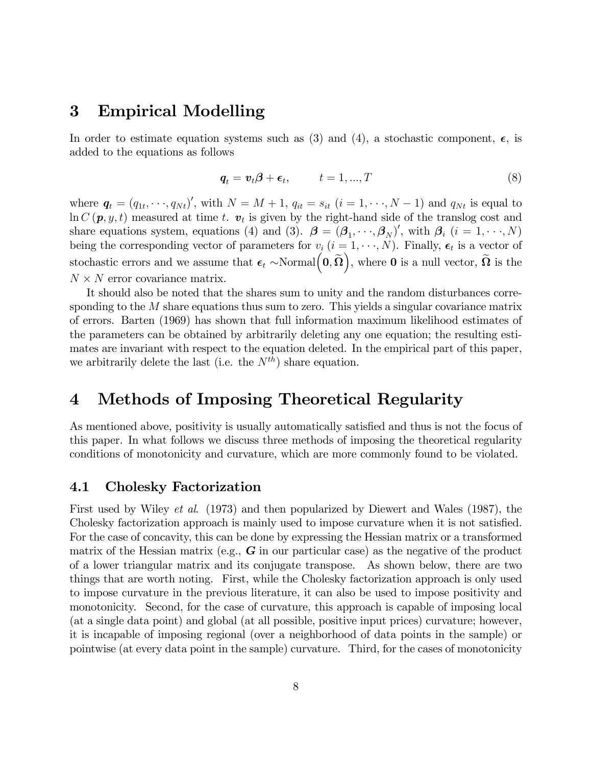# 3 Empirical Modelling

In order to estimate equation systems such as (3) and (4), a stochastic component, $\boldsymbol{\epsilon}$, is added to the equations as follows

$$\boldsymbol{q}_t = \boldsymbol{v}_t \boldsymbol{\beta} + \boldsymbol{\epsilon}_t, \qquad t = 1, ..., T \tag{8}$$

where $\boldsymbol{q}_t = (q_{1t}, \cdots, q_{Nt})'$, with $N = M + 1$, $q_{it} = s_{it}$ $(i = 1, \cdots, N-1)$ and $q_{Nt}$ is equal to $\ln C(\boldsymbol{p}, y, t)$ measured at time $t$. $\boldsymbol{v}_t$ is given by the right-hand side of the translog cost and share equations system, equations (4) and (3). $\boldsymbol{\beta} = (\boldsymbol{\beta}_1, \cdots, \boldsymbol{\beta}_N)'$, with $\boldsymbol{\beta}_i$ $(i = 1, \cdots, N)$ being the corresponding vector of parameters for $v_i$ $(i = 1, \cdots, N)$. Finally, $\boldsymbol{\epsilon}_t$ is a vector of stochastic errors and we assume that $\boldsymbol{\epsilon}_t \sim \text{Normal}\left(\mathbf{0}, \widetilde{\boldsymbol{\Omega}}\right)$, where $\mathbf{0}$ is a null vector, $\widetilde{\boldsymbol{\Omega}}$ is the $N \times N$ error covariance matrix.

It should also be noted that the shares sum to unity and the random disturbances corresponding to the $M$ share equations thus sum to zero. This yields a singular covariance matrix of errors. Barten (1969) has shown that full information maximum likelihood estimates of the parameters can be obtained by arbitrarily deleting any one equation; the resulting estimates are invariant with respect to the equation deleted. In the empirical part of this paper, we arbitrarily delete the last (i.e. the $N^{th}$) share equation.

# 4 Methods of Imposing Theoretical Regularity

As mentioned above, positivity is usually automatically satisfied and thus is not the focus of this paper. In what follows we discuss three methods of imposing the theoretical regularity conditions of monotonicity and curvature, which are more commonly found to be violated.

## 4.1 Cholesky Factorization

First used by Wiley *et al.* (1973) and then popularized by Diewert and Wales (1987), the Cholesky factorization approach is mainly used to impose curvature when it is not satisfied. For the case of concavity, this can be done by expressing the Hessian matrix or a transformed matrix of the Hessian matrix (e.g., $\boldsymbol{G}$ in our particular case) as the negative of the product of a lower triangular matrix and its conjugate transpose. As shown below, there are two things that are worth noting. First, while the Cholesky factorization approach is only used to impose curvature in the previous literature, it can also be used to impose positivity and monotonicity. Second, for the case of curvature, this approach is capable of imposing local (at a single data point) and global (at all possible, positive input prices) curvature; however, it is incapable of imposing regional (over a neighborhood of data points in the sample) or pointwise (at every data point in the sample) curvature. Third, for the cases of monotonicity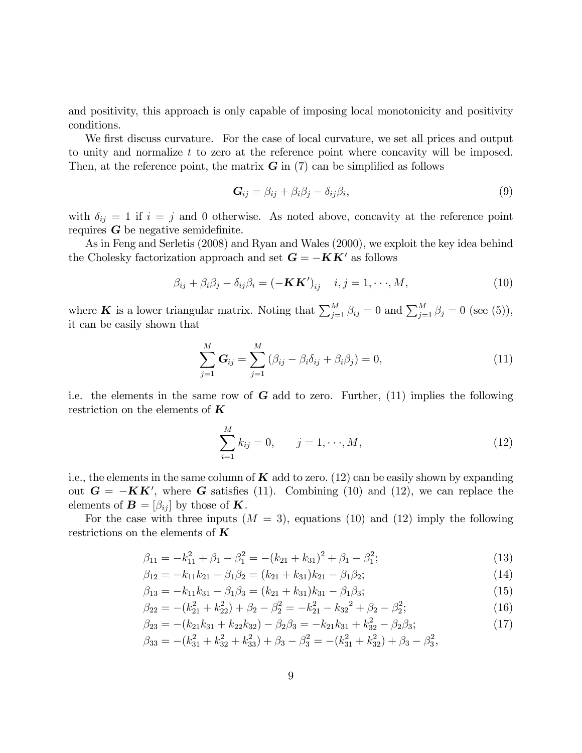and positivity, this approach is only capable of imposing local monotonicity and positivity conditions.

We first discuss curvature. For the case of local curvature, we set all prices and output to unity and normalize $t$ to zero at the reference point where concavity will be imposed. Then, at the reference point, the matrix $\boldsymbol{G}$ in (7) can be simplified as follows

$$\boldsymbol{G}_{ij} = \beta_{ij} + \beta_i \beta_j - \delta_{ij}\beta_i, \tag{9}$$

with $\delta_{ij} = 1$ if $i = j$ and 0 otherwise. As noted above, concavity at the reference point requires $\boldsymbol{G}$ be negative semidefinite.

As in Feng and Serletis (2008) and Ryan and Wales (2000), we exploit the key idea behind the Cholesky factorization approach and set $\boldsymbol{G} = -\boldsymbol{K}\boldsymbol{K}'$ as follows

$$\beta_{ij} + \beta_i \beta_j - \delta_{ij}\beta_i = (-\boldsymbol{K}\boldsymbol{K}')_{ij} \quad i, j = 1, \cdots, M, \tag{10}$$

where $\boldsymbol{K}$ is a lower triangular matrix. Noting that $\sum_{j=1}^{M} \beta_{ij} = 0$ and $\sum_{j=1}^{M} \beta_j = 0$ (see (5)), it can be easily shown that

$$\sum_{j=1}^{M} \boldsymbol{G}_{ij} = \sum_{j=1}^{M} (\beta_{ij} - \beta_i \delta_{ij} + \beta_i \beta_j) = 0, \tag{11}$$

i.e. the elements in the same row of $\boldsymbol{G}$ add to zero. Further, (11) implies the following restriction on the elements of $\boldsymbol{K}$

$$\sum_{i=1}^{M} k_{ij} = 0, \qquad j = 1, \cdots, M, \tag{12}$$

i.e., the elements in the same column of $\boldsymbol{K}$ add to zero. (12) can be easily shown by expanding out $\boldsymbol{G} = -\boldsymbol{K}\boldsymbol{K}'$, where $\boldsymbol{G}$ satisfies (11). Combining (10) and (12), we can replace the elements of $\boldsymbol{B} = [\beta_{ij}]$ by those of $\boldsymbol{K}$.

For the case with three inputs ($M = 3$), equations (10) and (12) imply the following restrictions on the elements of $\boldsymbol{K}$

$$\beta_{11} = -k_{11}^2 + \beta_1 - \beta_1^2 = -(k_{21} + k_{31})^2 + \beta_1 - \beta_1^2; \tag{13}$$

$$\beta_{12} = -k_{11}k_{21} - \beta_1\beta_2 = (k_{21} + k_{31})k_{21} - \beta_1\beta_2; \tag{14}$$

$$\beta_{13} = -k_{11}k_{31} - \beta_1\beta_3 = (k_{21} + k_{31})k_{31} - \beta_1\beta_3; \tag{15}$$

$$\beta_{22} = -(k_{21}^2 + k_{22}^2) + \beta_2 - \beta_2^2 = -k_{21}^2 - {k_{32}}^2 + \beta_2 - \beta_2^2; \tag{16}$$

$$\beta_{23} = -(k_{21}k_{31} + k_{22}k_{32}) - \beta_2\beta_3 = -k_{21}k_{31} + k_{32}^2 - \beta_2\beta_3; \tag{17}$$

$$\beta_{33} = -(k_{31}^2 + k_{32}^2 + k_{33}^2) + \beta_3 - \beta_3^2 = -(k_{31}^2 + k_{32}^2) + \beta_3 - \beta_3^2,$$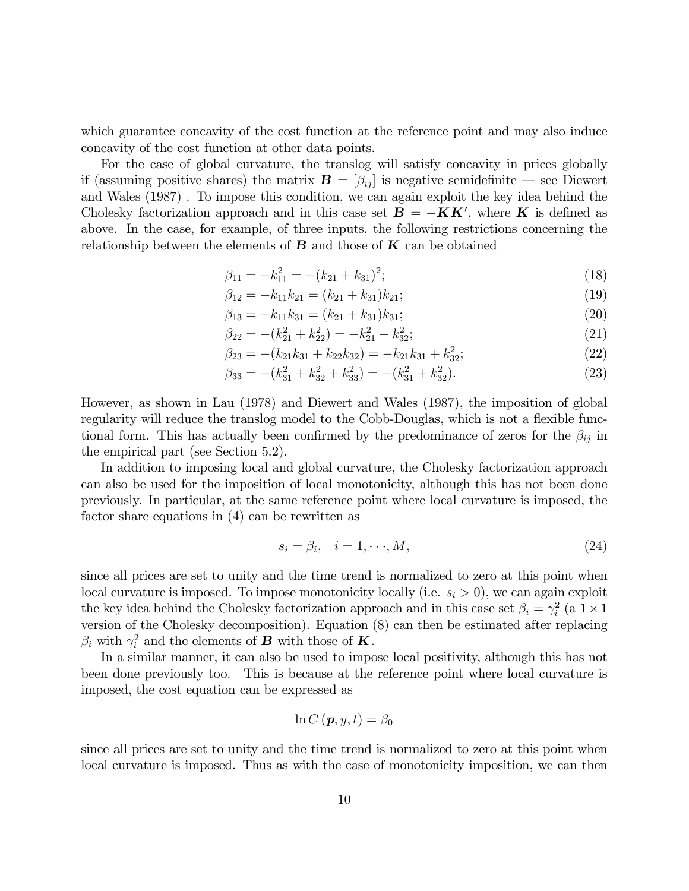which guarantee concavity of the cost function at the reference point and may also induce concavity of the cost function at other data points.

For the case of global curvature, the translog will satisfy concavity in prices globally if (assuming positive shares) the matrix $\boldsymbol{B} = [\beta_{ij}]$ is negative semidefinite — see Diewert and Wales (1987) . To impose this condition, we can again exploit the key idea behind the Cholesky factorization approach and in this case set $\boldsymbol{B} = -\boldsymbol{K}\boldsymbol{K}'$, where $\boldsymbol{K}$ is defined as above. In the case, for example, of three inputs, the following restrictions concerning the relationship between the elements of $\boldsymbol{B}$ and those of $\boldsymbol{K}$ can be obtained

$$\beta_{11} = -k_{11}^2 = -(k_{21} + k_{31})^2; \tag{18}$$

$$\beta_{12} = -k_{11}k_{21} = (k_{21} + k_{31})k_{21}; \tag{19}$$

$$\beta_{13} = -k_{11}k_{31} = (k_{21} + k_{31})k_{31}; \tag{20}$$

$$\beta_{22} = -(k_{21}^2 + k_{22}^2) = -k_{21}^2 - k_{32}^2; \tag{21}$$

$$\beta_{23} = -(k_{21}k_{31} + k_{22}k_{32}) = -k_{21}k_{31} + k_{32}^2; \tag{22}$$

$$\beta_{33} = -(k_{31}^2 + k_{32}^2 + k_{33}^2) = -(k_{31}^2 + k_{32}^2). \tag{23}$$

However, as shown in Lau (1978) and Diewert and Wales (1987), the imposition of global regularity will reduce the translog model to the Cobb-Douglas, which is not a flexible functional form. This has actually been confirmed by the predominance of zeros for the $\beta_{ij}$ in the empirical part (see Section 5.2).

In addition to imposing local and global curvature, the Cholesky factorization approach can also be used for the imposition of local monotonicity, although this has not been done previously. In particular, at the same reference point where local curvature is imposed, the factor share equations in (4) can be rewritten as

$$s_i = \beta_i, \quad i = 1, \cdots, M, \tag{24}$$

since all prices are set to unity and the time trend is normalized to zero at this point when local curvature is imposed. To impose monotonicity locally (i.e. $s_i > 0$), we can again exploit the key idea behind the Cholesky factorization approach and in this case set $\beta_i = \gamma_i^2$ (a $1 \times 1$ version of the Cholesky decomposition). Equation (8) can then be estimated after replacing $\beta_i$ with $\gamma_i^2$ and the elements of $\boldsymbol{B}$ with those of $\boldsymbol{K}$.

In a similar manner, it can also be used to impose local positivity, although this has not been done previously too. This is because at the reference point where local curvature is imposed, the cost equation can be expressed as

$$\ln C(\boldsymbol{p}, y, t) = \beta_0$$

since all prices are set to unity and the time trend is normalized to zero at this point when local curvature is imposed. Thus as with the case of monotonicity imposition, we can then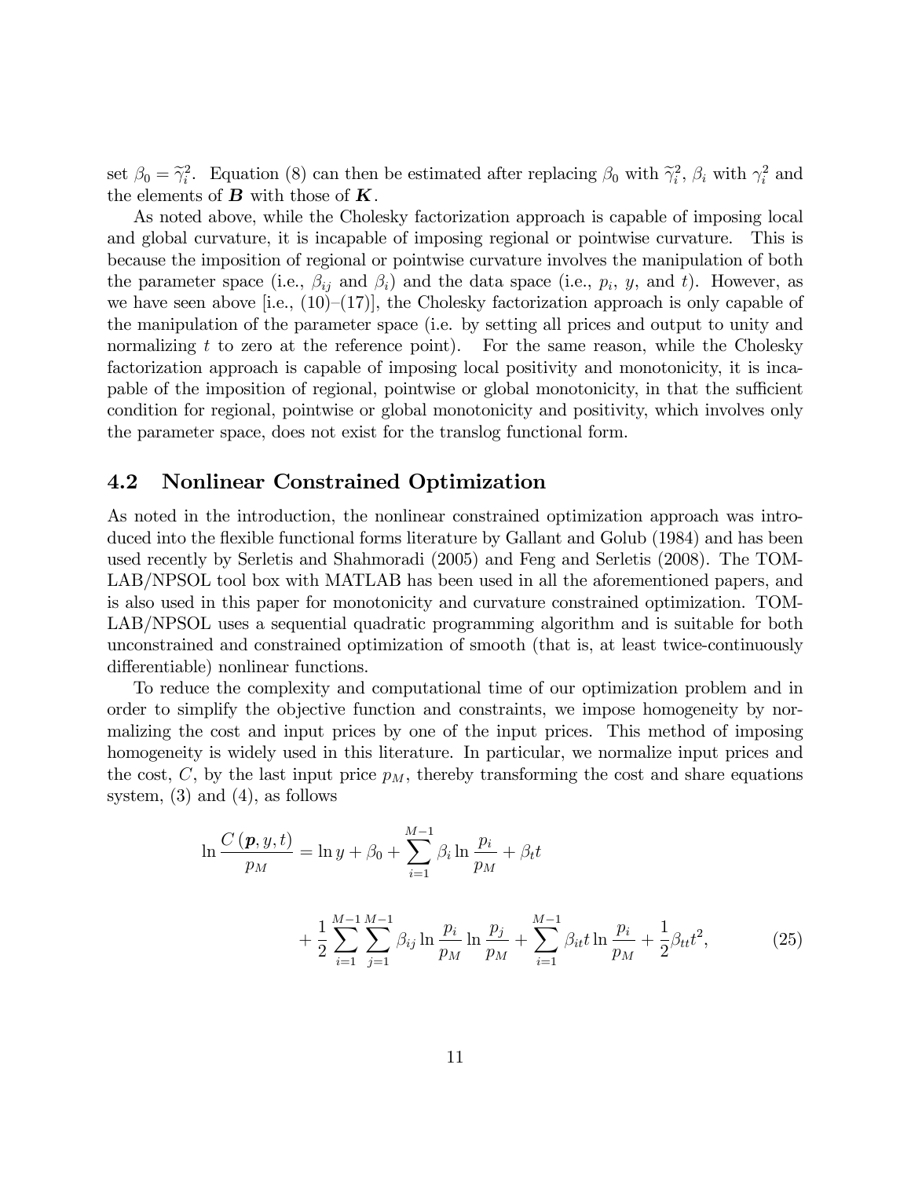set $\beta_0 = \widetilde{\gamma}_i^2$. Equation (8) can then be estimated after replacing $\beta_0$ with $\widetilde{\gamma}_i^2$, $\beta_i$ with $\gamma_i^2$ and the elements of $\boldsymbol{B}$ with those of $\boldsymbol{K}$.

As noted above, while the Cholesky factorization approach is capable of imposing local and global curvature, it is incapable of imposing regional or pointwise curvature. This is because the imposition of regional or pointwise curvature involves the manipulation of both the parameter space (i.e., $\beta_{ij}$ and $\beta_i$) and the data space (i.e., $p_i$, $y$, and $t$). However, as we have seen above [i.e., (10)–(17)], the Cholesky factorization approach is only capable of the manipulation of the parameter space (i.e. by setting all prices and output to unity and normalizing $t$ to zero at the reference point). For the same reason, while the Cholesky factorization approach is capable of imposing local positivity and monotonicity, it is incapable of the imposition of regional, pointwise or global monotonicity, in that the sufficient condition for regional, pointwise or global monotonicity and positivity, which involves only the parameter space, does not exist for the translog functional form.

## 4.2 Nonlinear Constrained Optimization

As noted in the introduction, the nonlinear constrained optimization approach was introduced into the flexible functional forms literature by Gallant and Golub (1984) and has been used recently by Serletis and Shahmoradi (2005) and Feng and Serletis (2008). The TOMLAB/NPSOL tool box with MATLAB has been used in all the aforementioned papers, and is also used in this paper for monotonicity and curvature constrained optimization. TOMLAB/NPSOL uses a sequential quadratic programming algorithm and is suitable for both unconstrained and constrained optimization of smooth (that is, at least twice-continuously differentiable) nonlinear functions.

To reduce the complexity and computational time of our optimization problem and in order to simplify the objective function and constraints, we impose homogeneity by normalizing the cost and input prices by one of the input prices. This method of imposing homogeneity is widely used in this literature. In particular, we normalize input prices and the cost, $C$, by the last input price $p_M$, thereby transforming the cost and share equations system, (3) and (4), as follows

$$\ln \frac{C(\boldsymbol{p}, y, t)}{p_M} = \ln y + \beta_0 + \sum_{i=1}^{M-1} \beta_i \ln \frac{p_i}{p_M} + \beta_t t$$

$$+ \frac{1}{2} \sum_{i=1}^{M-1} \sum_{j=1}^{M-1} \beta_{ij} \ln \frac{p_i}{p_M} \ln \frac{p_j}{p_M} + \sum_{i=1}^{M-1} \beta_{it} t \ln \frac{p_i}{p_M} + \frac{1}{2} \beta_{tt} t^2, \tag{25}$$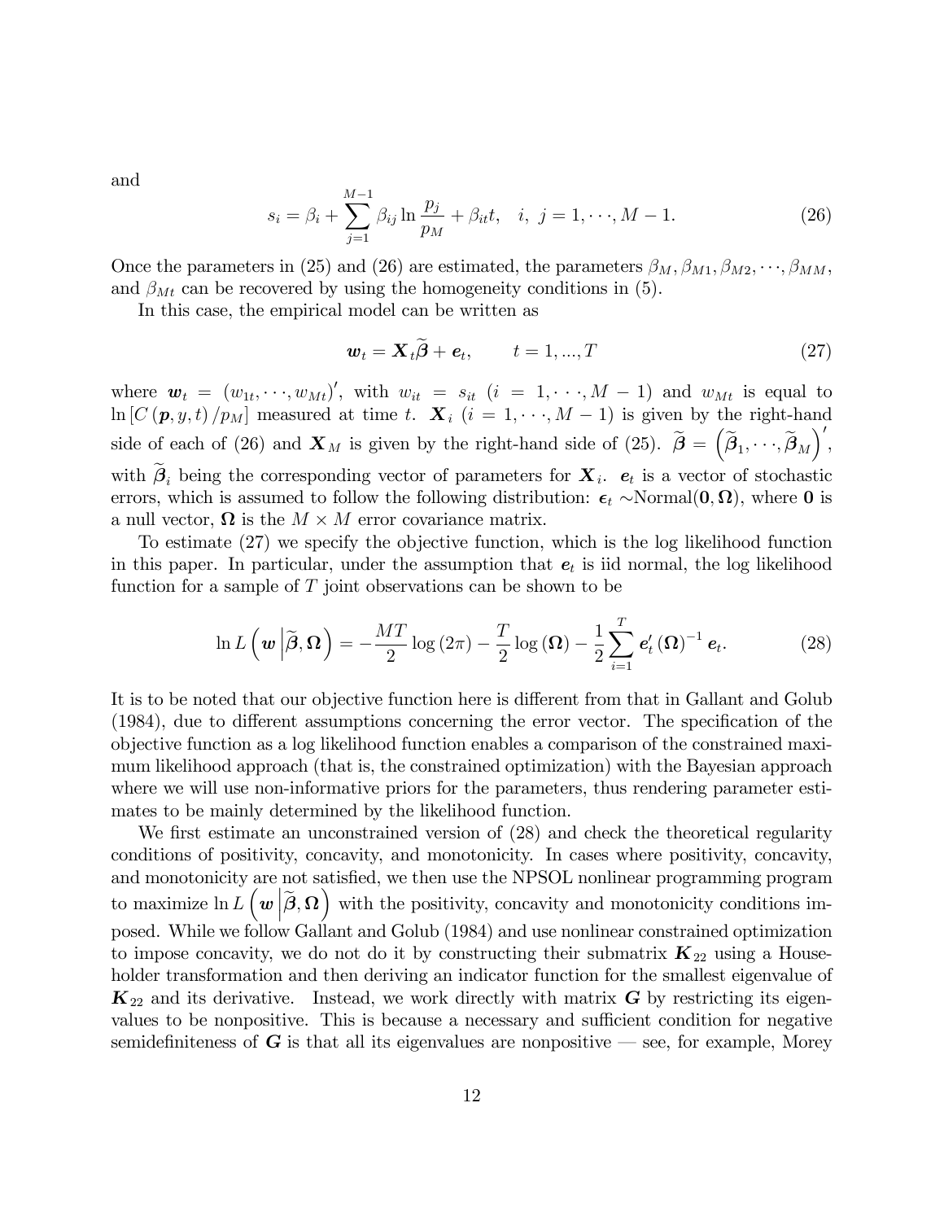and

$$s_i = \beta_i + \sum_{j=1}^{M-1} \beta_{ij} \ln \frac{p_j}{p_M} + \beta_{it} t, \quad i, \ j = 1, \cdots, M-1. \tag{26}$$

Once the parameters in (25) and (26) are estimated, the parameters $\beta_M, \beta_{M1}, \beta_{M2}, \cdots, \beta_{MM}$, and $\beta_{Mt}$ can be recovered by using the homogeneity conditions in (5).

In this case, the empirical model can be written as

$$\boldsymbol{w}_t = \boldsymbol{X}_t \widetilde{\boldsymbol{\beta}} + \boldsymbol{e}_t, \qquad t = 1, ..., T \tag{27}$$

where $\boldsymbol{w}_t = (w_{1t}, \cdots, w_{Mt})'$, with $w_{it} = s_{it}$ $(i = 1, \cdots, M-1)$ and $w_{Mt}$ is equal to $\ln\left[C\left(\boldsymbol{p}, y, t\right)/p_M\right]$ measured at time $t$. $\boldsymbol{X}_i$ $(i = 1, \cdots, M-1)$ is given by the right-hand side of each of (26) and $\boldsymbol{X}_M$ is given by the right-hand side of (25). $\widetilde{\boldsymbol{\beta}} = \left(\widetilde{\boldsymbol{\beta}}_1, \cdots, \widetilde{\boldsymbol{\beta}}_M\right)'$, with $\widetilde{\boldsymbol{\beta}}_i$ being the corresponding vector of parameters for $\boldsymbol{X}_i$. $\boldsymbol{e}_t$ is a vector of stochastic errors, which is assumed to follow the following distribution: $\boldsymbol{\epsilon}_t \sim$Normal$(\boldsymbol{0}, \boldsymbol{\Omega})$, where $\boldsymbol{0}$ is a null vector, $\boldsymbol{\Omega}$ is the $M \times M$ error covariance matrix.

To estimate (27) we specify the objective function, which is the log likelihood function in this paper. In particular, under the assumption that $\boldsymbol{e}_t$ is iid normal, the log likelihood function for a sample of $T$ joint observations can be shown to be

$$\ln L\left(\boldsymbol{w} \left| \widetilde{\boldsymbol{\beta}}, \boldsymbol{\Omega}\right.\right) = -\frac{MT}{2}\log\left(2\pi\right) - \frac{T}{2}\log\left(\boldsymbol{\Omega}\right) - \frac{1}{2}\sum_{i=1}^{T} \boldsymbol{e}_t' \left(\boldsymbol{\Omega}\right)^{-1} \boldsymbol{e}_t. \tag{28}$$

It is to be noted that our objective function here is different from that in Gallant and Golub (1984), due to different assumptions concerning the error vector. The specification of the objective function as a log likelihood function enables a comparison of the constrained maximum likelihood approach (that is, the constrained optimization) with the Bayesian approach where we will use non-informative priors for the parameters, thus rendering parameter estimates to be mainly determined by the likelihood function.

We first estimate an unconstrained version of (28) and check the theoretical regularity conditions of positivity, concavity, and monotonicity. In cases where positivity, concavity, and monotonicity are not satisfied, we then use the NPSOL nonlinear programming program to maximize $\ln L\left(\boldsymbol{w} \left| \widetilde{\boldsymbol{\beta}}, \boldsymbol{\Omega}\right.\right)$ with the positivity, concavity and monotonicity conditions imposed. While we follow Gallant and Golub (1984) and use nonlinear constrained optimization to impose concavity, we do not do it by constructing their submatrix $\boldsymbol{K}_{22}$ using a Householder transformation and then deriving an indicator function for the smallest eigenvalue of $\boldsymbol{K}_{22}$ and its derivative. Instead, we work directly with matrix $\boldsymbol{G}$ by restricting its eigenvalues to be nonpositive. This is because a necessary and sufficient condition for negative semidefiniteness of $\boldsymbol{G}$ is that all its eigenvalues are nonpositive — see, for example, Morey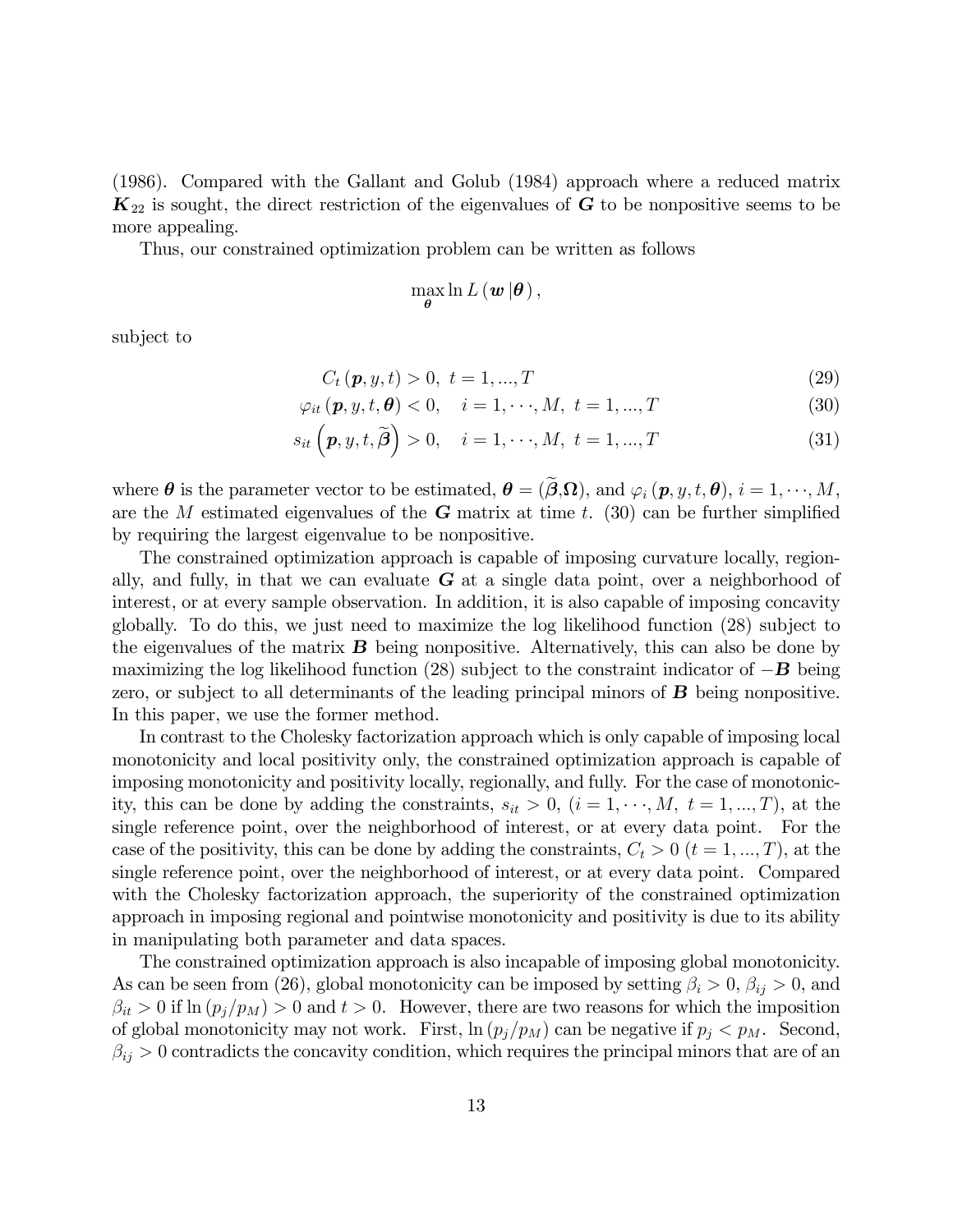(1986). Compared with the Gallant and Golub (1984) approach where a reduced matrix $\boldsymbol{K}_{22}$ is sought, the direct restriction of the eigenvalues of $\boldsymbol{G}$ to be nonpositive seems to be more appealing.

Thus, our constrained optimization problem can be written as follows

$$\max_{\boldsymbol{\theta}} \ln L\left(\boldsymbol{w}\left|\boldsymbol{\theta}\right.\right),$$

subject to

$$C_t\left(\boldsymbol{p}, y, t\right) > 0, \;\; t = 1, ..., T \tag{29}$$

$$\varphi_{it}\left(\boldsymbol{p}, y, t, \boldsymbol{\theta}\right) < 0, \quad i = 1, \cdots, M, \;\; t = 1, ..., T \tag{30}$$

$$s_{it}\left(\boldsymbol{p}, y, t, \widetilde{\boldsymbol{\beta}}\right) > 0, \quad i = 1, \cdots, M, \;\; t = 1, ..., T \tag{31}$$

where $\boldsymbol{\theta}$ is the parameter vector to be estimated, $\boldsymbol{\theta} = (\widetilde{\boldsymbol{\beta}}, \boldsymbol{\Omega})$, and $\varphi_i\left(\boldsymbol{p}, y, t, \boldsymbol{\theta}\right)$, $i = 1, \cdots, M$, are the $M$ estimated eigenvalues of the $\boldsymbol{G}$ matrix at time $t$. (30) can be further simplified by requiring the largest eigenvalue to be nonpositive.

The constrained optimization approach is capable of imposing curvature locally, regionally, and fully, in that we can evaluate $\boldsymbol{G}$ at a single data point, over a neighborhood of interest, or at every sample observation. In addition, it is also capable of imposing concavity globally. To do this, we just need to maximize the log likelihood function (28) subject to the eigenvalues of the matrix $\boldsymbol{B}$ being nonpositive. Alternatively, this can also be done by maximizing the log likelihood function (28) subject to the constraint indicator of $-\boldsymbol{B}$ being zero, or subject to all determinants of the leading principal minors of $\boldsymbol{B}$ being nonpositive. In this paper, we use the former method.

In contrast to the Cholesky factorization approach which is only capable of imposing local monotonicity and local positivity only, the constrained optimization approach is capable of imposing monotonicity and positivity locally, regionally, and fully. For the case of monotonicity, this can be done by adding the constraints, $s_{it} > 0$, $(i = 1, \cdots, M, \; t = 1, ..., T)$, at the single reference point, over the neighborhood of interest, or at every data point. For the case of the positivity, this can be done by adding the constraints, $C_t > 0$ $(t = 1, ..., T)$, at the single reference point, over the neighborhood of interest, or at every data point. Compared with the Cholesky factorization approach, the superiority of the constrained optimization approach in imposing regional and pointwise monotonicity and positivity is due to its ability in manipulating both parameter and data spaces.

The constrained optimization approach is also incapable of imposing global monotonicity. As can be seen from (26), global monotonicity can be imposed by setting $\beta_i > 0$, $\beta_{ij} > 0$, and $\beta_{it} > 0$ if $\ln\left(p_j/p_M\right) > 0$ and $t > 0$. However, there are two reasons for which the imposition of global monotonicity may not work. First, $\ln\left(p_j/p_M\right)$ can be negative if $p_j < p_M$. Second, $\beta_{ij} > 0$ contradicts the concavity condition, which requires the principal minors that are of an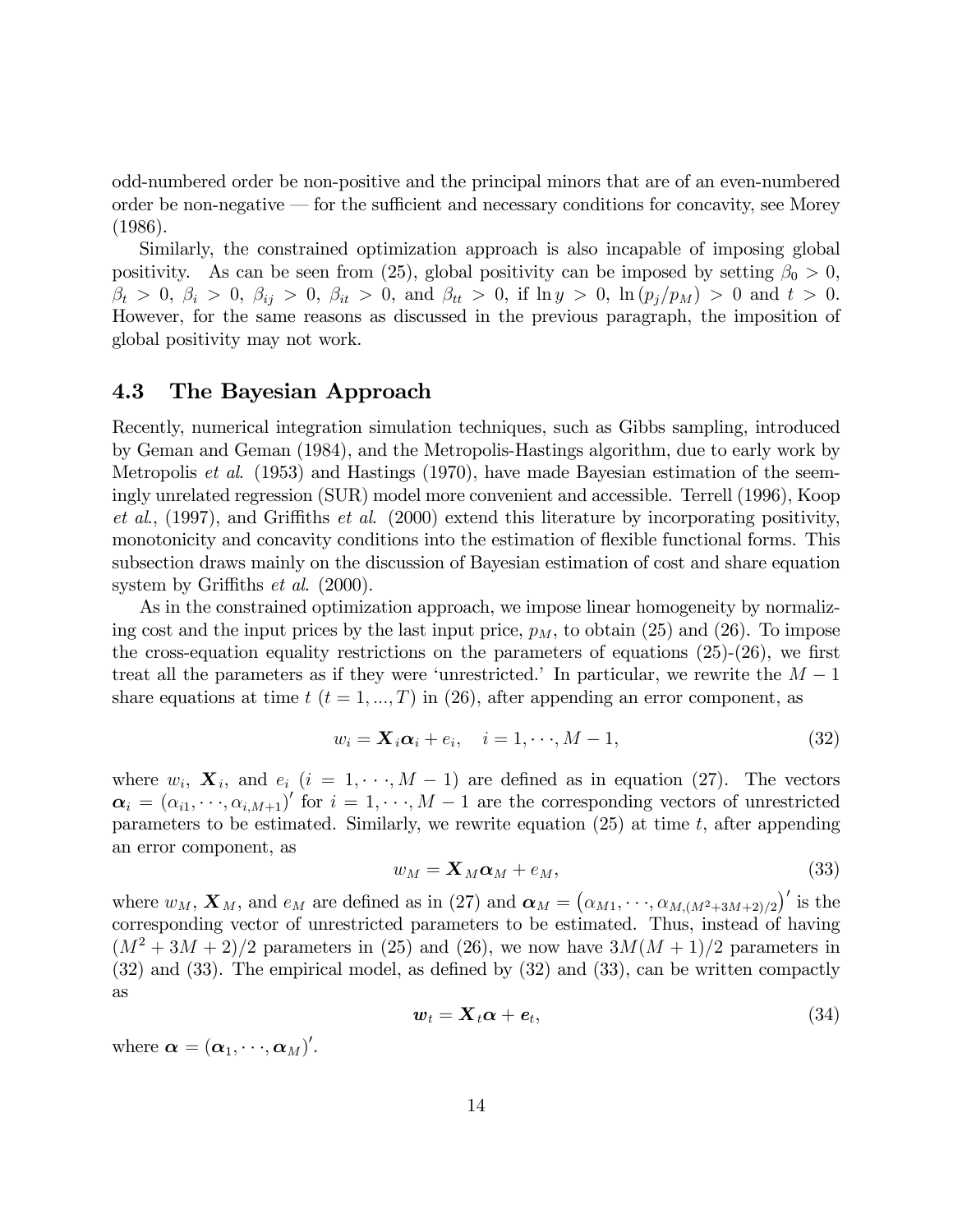odd-numbered order be non-positive and the principal minors that are of an even-numbered order be non-negative — for the sufficient and necessary conditions for concavity, see Morey (1986).

Similarly, the constrained optimization approach is also incapable of imposing global positivity. As can be seen from (25), global positivity can be imposed by setting $\beta_0 > 0$, $\beta_t > 0$, $\beta_i > 0$, $\beta_{ij} > 0$, $\beta_{it} > 0$, and $\beta_{tt} > 0$, if $\ln y > 0$, $\ln(p_j/p_M) > 0$ and $t > 0$. However, for the same reasons as discussed in the previous paragraph, the imposition of global positivity may not work.

### 4.3 The Bayesian Approach

Recently, numerical integration simulation techniques, such as Gibbs sampling, introduced by Geman and Geman (1984), and the Metropolis-Hastings algorithm, due to early work by Metropolis *et al.* (1953) and Hastings (1970), have made Bayesian estimation of the seemingly unrelated regression (SUR) model more convenient and accessible. Terrell (1996), Koop *et al.*, (1997), and Griffiths *et al.* (2000) extend this literature by incorporating positivity, monotonicity and concavity conditions into the estimation of flexible functional forms. This subsection draws mainly on the discussion of Bayesian estimation of cost and share equation system by Griffiths *et al.* (2000).

As in the constrained optimization approach, we impose linear homogeneity by normalizing cost and the input prices by the last input price, $p_M$, to obtain (25) and (26). To impose the cross-equation equality restrictions on the parameters of equations (25)-(26), we first treat all the parameters as if they were 'unrestricted.' In particular, we rewrite the $M-1$ share equations at time $t$ ($t = 1, ..., T$) in (26), after appending an error component, as

$$w_i = \boldsymbol{X}_i \boldsymbol{\alpha}_i + e_i, \quad i = 1, \cdots, M-1, \tag{32}$$

where $w_i$, $\boldsymbol{X}_i$, and $e_i$ ($i = 1, \cdots, M-1$) are defined as in equation (27). The vectors $\boldsymbol{\alpha}_i = (\alpha_{i1}, \cdots, \alpha_{i,M+1})'$ for $i = 1, \cdots, M-1$ are the corresponding vectors of unrestricted parameters to be estimated. Similarly, we rewrite equation (25) at time $t$, after appending an error component, as

$$w_M = \boldsymbol{X}_M \boldsymbol{\alpha}_M + e_M, \tag{33}$$

where $w_M$, $\boldsymbol{X}_M$, and $e_M$ are defined as in (27) and $\boldsymbol{\alpha}_M = \left(\alpha_{M1}, \cdots, \alpha_{M,(M^2+3M+2)/2}\right)'$ is the corresponding vector of unrestricted parameters to be estimated. Thus, instead of having $(M^2+3M+2)/2$ parameters in (25) and (26), we now have $3M(M+1)/2$ parameters in (32) and (33). The empirical model, as defined by (32) and (33), can be written compactly as

$$\boldsymbol{w}_t = \boldsymbol{X}_t \boldsymbol{\alpha} + \boldsymbol{e}_t, \tag{34}$$

where $\boldsymbol{\alpha} = (\boldsymbol{\alpha}_1, \cdots, \boldsymbol{\alpha}_M)'$.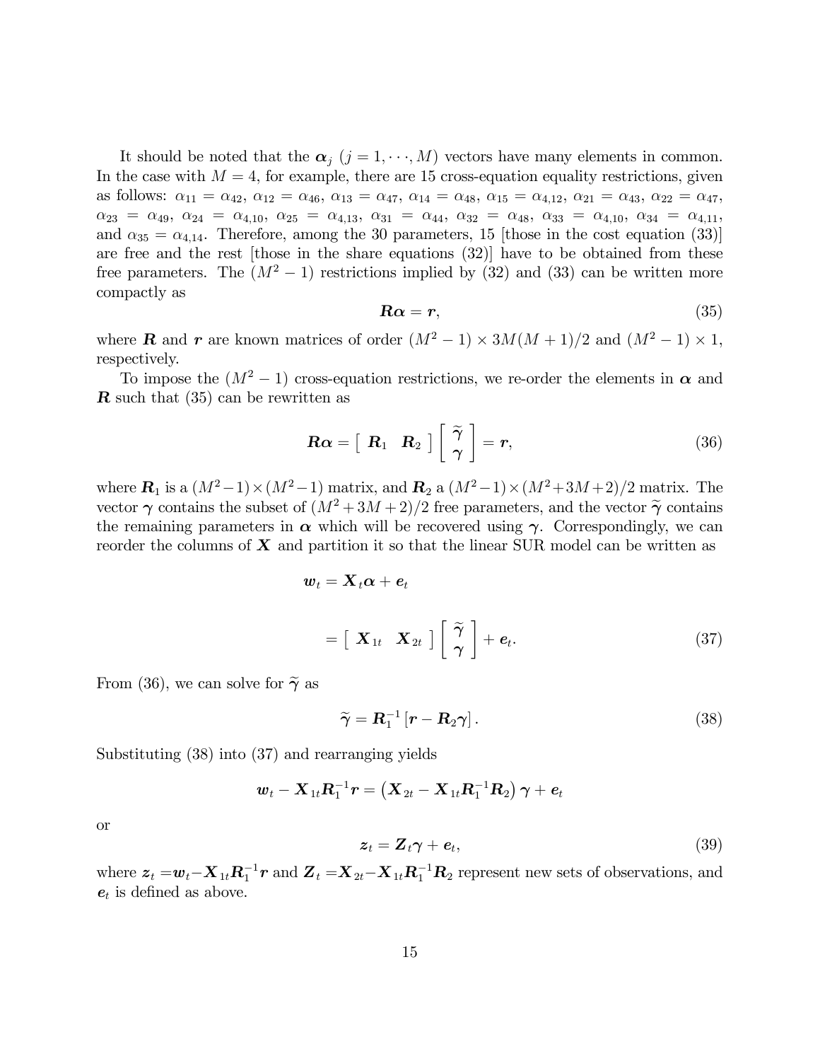It should be noted that the $\boldsymbol{\alpha}_j$ $(j = 1, \cdots, M)$ vectors have many elements in common. In the case with $M = 4$, for example, there are 15 cross-equation equality restrictions, given as follows: $\alpha_{11} = \alpha_{42}$, $\alpha_{12} = \alpha_{46}$, $\alpha_{13} = \alpha_{47}$, $\alpha_{14} = \alpha_{48}$, $\alpha_{15} = \alpha_{4,12}$, $\alpha_{21} = \alpha_{43}$, $\alpha_{22} = \alpha_{47}$, $\alpha_{23} = \alpha_{49}$, $\alpha_{24} = \alpha_{4,10}$, $\alpha_{25} = \alpha_{4,13}$, $\alpha_{31} = \alpha_{44}$, $\alpha_{32} = \alpha_{48}$, $\alpha_{33} = \alpha_{4,10}$, $\alpha_{34} = \alpha_{4,11}$, and $\alpha_{35} = \alpha_{4,14}$. Therefore, among the 30 parameters, 15 [those in the cost equation (33)] are free and the rest [those in the share equations (32)] have to be obtained from these free parameters. The $(M^2 - 1)$ restrictions implied by (32) and (33) can be written more compactly as

$$\boldsymbol{R}\boldsymbol{\alpha} = \boldsymbol{r}, \tag{35}$$

where $\boldsymbol{R}$ and $\boldsymbol{r}$ are known matrices of order $(M^2 - 1) \times 3M(M + 1)/2$ and $(M^2 - 1) \times 1$, respectively.

To impose the $(M^2 - 1)$ cross-equation restrictions, we re-order the elements in $\boldsymbol{\alpha}$ and $\boldsymbol{R}$ such that (35) can be rewritten as

$$\boldsymbol{R}\boldsymbol{\alpha} = \begin{bmatrix} \boldsymbol{R}_1 & \boldsymbol{R}_2 \end{bmatrix} \begin{bmatrix} \widetilde{\boldsymbol{\gamma}} \\ \boldsymbol{\gamma} \end{bmatrix} = \boldsymbol{r}, \tag{36}$$

where $\boldsymbol{R}_1$ is a $(M^2-1)\times(M^2-1)$ matrix, and $\boldsymbol{R}_2$ a $(M^2-1)\times(M^2+3M+2)/2$ matrix. The vector $\boldsymbol{\gamma}$ contains the subset of $(M^2 + 3M + 2)/2$ free parameters, and the vector $\widetilde{\boldsymbol{\gamma}}$ contains the remaining parameters in $\boldsymbol{\alpha}$ which will be recovered using $\boldsymbol{\gamma}$. Correspondingly, we can reorder the columns of $\boldsymbol{X}$ and partition it so that the linear SUR model can be written as

$$\boldsymbol{w}_t = \boldsymbol{X}_t\boldsymbol{\alpha} + \boldsymbol{e}_t$$

$$= \begin{bmatrix} \boldsymbol{X}_{1t} & \boldsymbol{X}_{2t} \end{bmatrix} \begin{bmatrix} \widetilde{\boldsymbol{\gamma}} \\ \boldsymbol{\gamma} \end{bmatrix} + \boldsymbol{e}_t. \tag{37}$$

From (36), we can solve for $\widetilde{\boldsymbol{\gamma}}$ as

$$\widetilde{\boldsymbol{\gamma}} = \boldsymbol{R}_1^{-1}\left[\boldsymbol{r} - \boldsymbol{R}_2\boldsymbol{\gamma}\right]. \tag{38}$$

Substituting (38) into (37) and rearranging yields

$$\boldsymbol{w}_t - \boldsymbol{X}_{1t}\boldsymbol{R}_1^{-1}\boldsymbol{r} = \left(\boldsymbol{X}_{2t} - \boldsymbol{X}_{1t}\boldsymbol{R}_1^{-1}\boldsymbol{R}_2\right)\boldsymbol{\gamma} + \boldsymbol{e}_t$$

or

$$\boldsymbol{z}_t = \boldsymbol{Z}_t\boldsymbol{\gamma} + \boldsymbol{e}_t, \tag{39}$$

where $\boldsymbol{z}_t = \boldsymbol{w}_t - \boldsymbol{X}_{1t}\boldsymbol{R}_1^{-1}\boldsymbol{r}$ and $\boldsymbol{Z}_t = \boldsymbol{X}_{2t} - \boldsymbol{X}_{1t}\boldsymbol{R}_1^{-1}\boldsymbol{R}_2$ represent new sets of observations, and $\boldsymbol{e}_t$ is defined as above.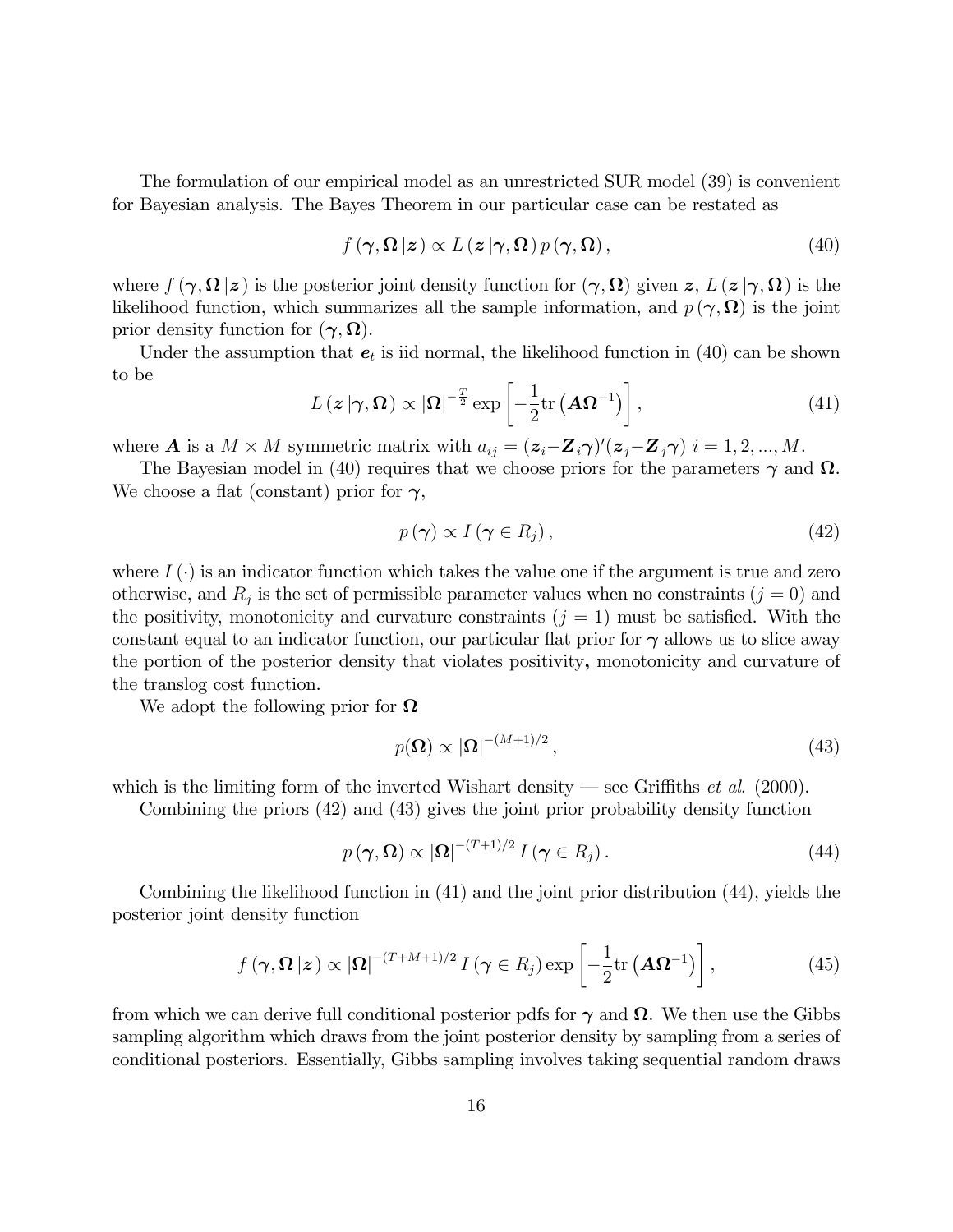The formulation of our empirical model as an unrestricted SUR model (39) is convenient for Bayesian analysis. The Bayes Theorem in our particular case can be restated as

$$f(\boldsymbol{\gamma}, \boldsymbol{\Omega} \,|\boldsymbol{z}) \propto L(\boldsymbol{z} \,|\boldsymbol{\gamma}, \boldsymbol{\Omega})\, p(\boldsymbol{\gamma}, \boldsymbol{\Omega}), \tag{40}$$

where $f(\boldsymbol{\gamma}, \boldsymbol{\Omega} \,|\boldsymbol{z})$ is the posterior joint density function for $(\boldsymbol{\gamma}, \boldsymbol{\Omega})$ given $\boldsymbol{z}$, $L(\boldsymbol{z} \,|\boldsymbol{\gamma}, \boldsymbol{\Omega})$ is the likelihood function, which summarizes all the sample information, and $p(\boldsymbol{\gamma}, \boldsymbol{\Omega})$ is the joint prior density function for $(\boldsymbol{\gamma}, \boldsymbol{\Omega})$.

Under the assumption that $\boldsymbol{e}_t$ is iid normal, the likelihood function in (40) can be shown to be

$$L(\boldsymbol{z} \,|\boldsymbol{\gamma}, \boldsymbol{\Omega}) \propto |\boldsymbol{\Omega}|^{-\frac{T}{2}} \exp\left[-\frac{1}{2}\text{tr}\left(\boldsymbol{A}\boldsymbol{\Omega}^{-1}\right)\right], \tag{41}$$

where $\boldsymbol{A}$ is a $M \times M$ symmetric matrix with $a_{ij} = (\boldsymbol{z}_i - \boldsymbol{Z}_i\boldsymbol{\gamma})'(\boldsymbol{z}_j - \boldsymbol{Z}_j\boldsymbol{\gamma})$ $i = 1, 2, ..., M$.

The Bayesian model in (40) requires that we choose priors for the parameters $\boldsymbol{\gamma}$ and $\boldsymbol{\Omega}$. We choose a flat (constant) prior for $\boldsymbol{\gamma}$,

$$p(\boldsymbol{\gamma}) \propto I(\boldsymbol{\gamma} \in R_j), \tag{42}$$

where $I(\cdot)$ is an indicator function which takes the value one if the argument is true and zero otherwise, and $R_j$ is the set of permissible parameter values when no constraints ($j = 0$) and the positivity, monotonicity and curvature constraints ($j = 1$) must be satisfied. With the constant equal to an indicator function, our particular flat prior for $\boldsymbol{\gamma}$ allows us to slice away the portion of the posterior density that violates positivity**,** monotonicity and curvature of the translog cost function.

We adopt the following prior for $\boldsymbol{\Omega}$

$$p(\boldsymbol{\Omega}) \propto |\boldsymbol{\Omega}|^{-(M+1)/2}, \tag{43}$$

which is the limiting form of the inverted Wishart density — see Griffiths *et al*. (2000).

Combining the priors (42) and (43) gives the joint prior probability density function

$$p(\boldsymbol{\gamma}, \boldsymbol{\Omega}) \propto |\boldsymbol{\Omega}|^{-(T+1)/2} I(\boldsymbol{\gamma} \in R_j). \tag{44}$$

Combining the likelihood function in (41) and the joint prior distribution (44), yields the posterior joint density function

$$f(\boldsymbol{\gamma}, \boldsymbol{\Omega} \,|\boldsymbol{z}) \propto |\boldsymbol{\Omega}|^{-(T+M+1)/2} I(\boldsymbol{\gamma} \in R_j) \exp\left[-\frac{1}{2}\text{tr}\left(\boldsymbol{A}\boldsymbol{\Omega}^{-1}\right)\right], \tag{45}$$

from which we can derive full conditional posterior pdfs for $\boldsymbol{\gamma}$ and $\boldsymbol{\Omega}$. We then use the Gibbs sampling algorithm which draws from the joint posterior density by sampling from a series of conditional posteriors. Essentially, Gibbs sampling involves taking sequential random draws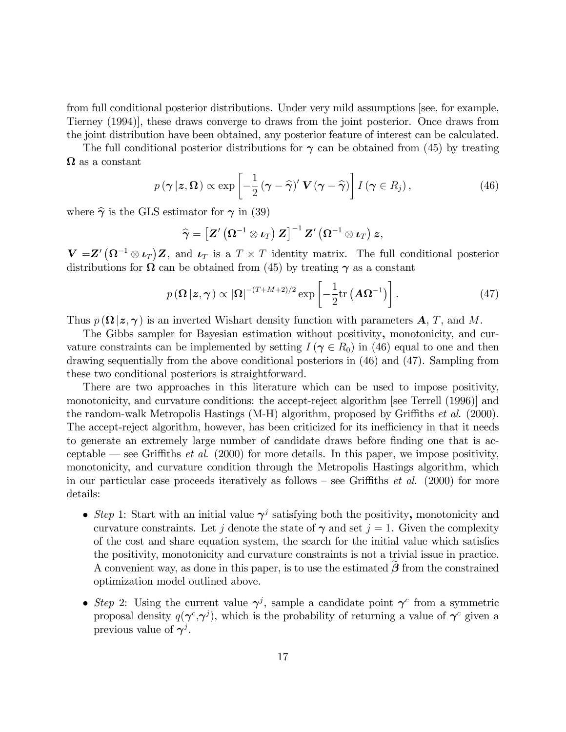from full conditional posterior distributions. Under very mild assumptions [see, for example, Tierney (1994)], these draws converge to draws from the joint posterior. Once draws from the joint distribution have been obtained, any posterior feature of interest can be calculated.

The full conditional posterior distributions for $\boldsymbol{\gamma}$ can be obtained from (45) by treating $\boldsymbol{\Omega}$ as a constant

$$p\left(\boldsymbol{\gamma}\,|\boldsymbol{z},\boldsymbol{\Omega}\right) \propto \exp\left[-\frac{1}{2}\left(\boldsymbol{\gamma}-\widehat{\boldsymbol{\gamma}}\right)'\boldsymbol{V}\left(\boldsymbol{\gamma}-\widehat{\boldsymbol{\gamma}}\right)\right] I\left(\boldsymbol{\gamma}\in R_j\right), \tag{46}$$

where $\widehat{\boldsymbol{\gamma}}$ is the GLS estimator for $\boldsymbol{\gamma}$ in (39)

$$\widehat{\boldsymbol{\gamma}} = \left[\boldsymbol{Z}'\left(\boldsymbol{\Omega}^{-1}\otimes\boldsymbol{\iota}_T\right)\boldsymbol{Z}\right]^{-1}\boldsymbol{Z}'\left(\boldsymbol{\Omega}^{-1}\otimes\boldsymbol{\iota}_T\right)\boldsymbol{z},$$

$\boldsymbol{V} = \boldsymbol{Z}'\left(\boldsymbol{\Omega}^{-1}\otimes\boldsymbol{\iota}_T\right)\boldsymbol{Z}$, and $\boldsymbol{\iota}_T$ is a $T\times T$ identity matrix. The full conditional posterior distributions for $\boldsymbol{\Omega}$ can be obtained from (45) by treating $\boldsymbol{\gamma}$ as a constant

$$p\left(\boldsymbol{\Omega}\,|\boldsymbol{z},\boldsymbol{\gamma}\right) \propto |\boldsymbol{\Omega}|^{-(T+M+2)/2}\exp\left[-\frac{1}{2}\text{tr}\left(\boldsymbol{A}\boldsymbol{\Omega}^{-1}\right)\right]. \tag{47}$$

Thus $p\left(\boldsymbol{\Omega}\,|\boldsymbol{z},\boldsymbol{\gamma}\right)$ is an inverted Wishart density function with parameters $\boldsymbol{A}$, $T$, and $M$.

The Gibbs sampler for Bayesian estimation without positivity**,** monotonicity, and curvature constraints can be implemented by setting $I\left(\boldsymbol{\gamma}\in R_0\right)$ in (46) equal to one and then drawing sequentially from the above conditional posteriors in (46) and (47). Sampling from these two conditional posteriors is straightforward.

There are two approaches in this literature which can be used to impose positivity, monotonicity, and curvature conditions: the accept-reject algorithm [see Terrell (1996)] and the random-walk Metropolis Hastings (M-H) algorithm, proposed by Griffiths *et al.* (2000). The accept-reject algorithm, however, has been criticized for its inefficiency in that it needs to generate an extremely large number of candidate draws before finding one that is acceptable — see Griffiths *et al.* (2000) for more details. In this paper, we impose positivity, monotonicity, and curvature condition through the Metropolis Hastings algorithm, which in our particular case proceeds iteratively as follows – see Griffiths *et al.* (2000) for more details:

- *Step* 1: Start with an initial value $\boldsymbol{\gamma}^j$ satisfying both the positivity**,** monotonicity and curvature constraints. Let $j$ denote the state of $\boldsymbol{\gamma}$ and set $j=1$. Given the complexity of the cost and share equation system, the search for the initial value which satisfies the positivity, monotonicity and curvature constraints is not a trivial issue in practice. A convenient way, as done in this paper, is to use the estimated $\widetilde{\boldsymbol{\beta}}$ from the constrained optimization model outlined above.

- *Step* 2: Using the current value $\boldsymbol{\gamma}^j$, sample a candidate point $\boldsymbol{\gamma}^c$ from a symmetric proposal density $q(\boldsymbol{\gamma}^c,\boldsymbol{\gamma}^j)$, which is the probability of returning a value of $\boldsymbol{\gamma}^c$ given a previous value of $\boldsymbol{\gamma}^j$.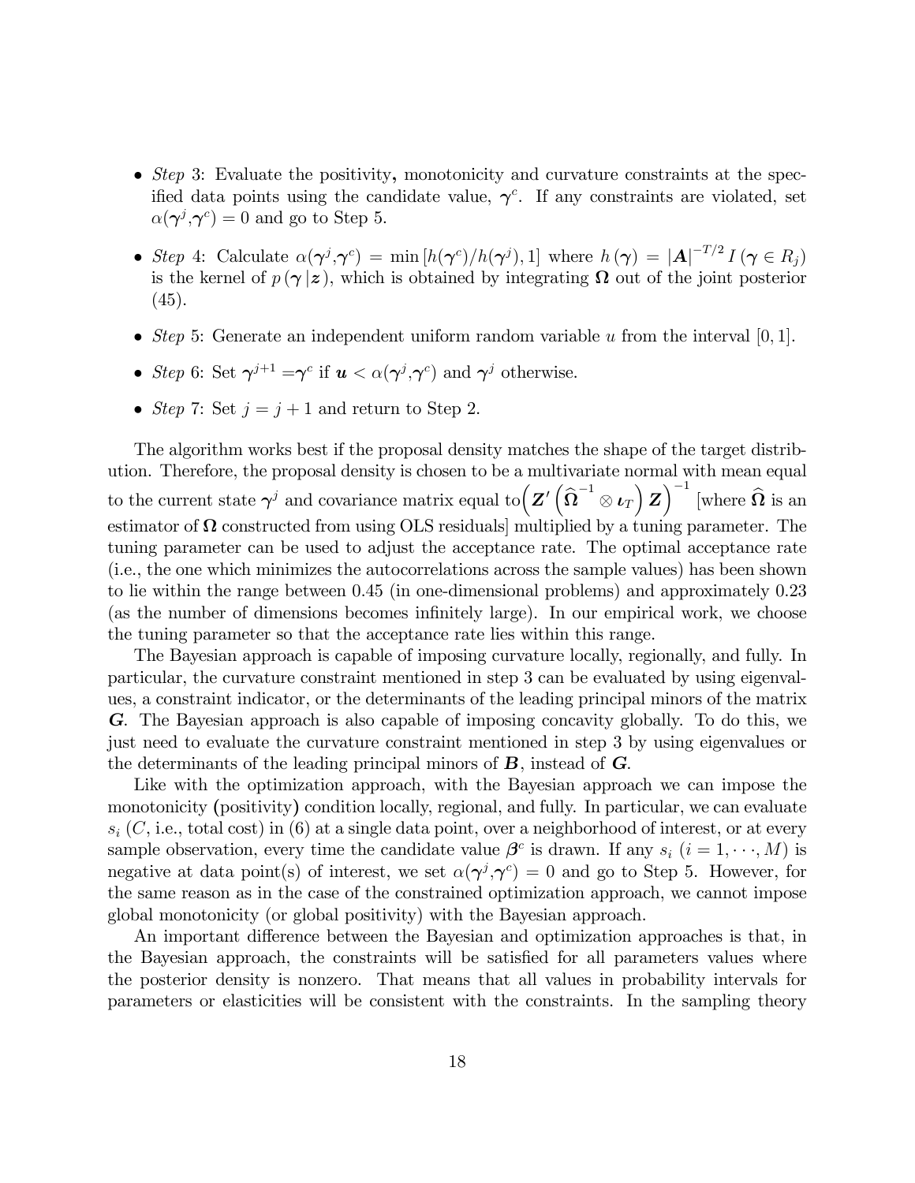- *Step* 3: Evaluate the positivity, monotonicity and curvature constraints at the specified data points using the candidate value, $\boldsymbol{\gamma}^c$. If any constraints are violated, set $\alpha(\boldsymbol{\gamma}^j,\boldsymbol{\gamma}^c) = 0$ and go to Step 5.

- *Step* 4: Calculate $\alpha(\boldsymbol{\gamma}^j,\boldsymbol{\gamma}^c) = \min\left[h(\boldsymbol{\gamma}^c)/h(\boldsymbol{\gamma}^j), 1\right]$ where $h(\boldsymbol{\gamma}) = |\boldsymbol{A}|^{-T/2}\, I(\boldsymbol{\gamma} \in R_j)$ is the kernel of $p(\boldsymbol{\gamma}\,|\boldsymbol{z})$, which is obtained by integrating $\boldsymbol{\Omega}$ out of the joint posterior (45).

- *Step* 5: Generate an independent uniform random variable $u$ from the interval $[0, 1]$.

- *Step* 6: Set $\boldsymbol{\gamma}^{j+1} = \boldsymbol{\gamma}^c$ if $\boldsymbol{u} < \alpha(\boldsymbol{\gamma}^j,\boldsymbol{\gamma}^c)$ and $\boldsymbol{\gamma}^j$ otherwise.

- *Step* 7: Set $j = j + 1$ and return to Step 2.

The algorithm works best if the proposal density matches the shape of the target distribution. Therefore, the proposal density is chosen to be a multivariate normal with mean equal to the current state $\boldsymbol{\gamma}^j$ and covariance matrix equal to $\left(\boldsymbol{Z}'\left(\widehat{\boldsymbol{\Omega}}^{-1} \otimes \boldsymbol{\iota}_T\right)\boldsymbol{Z}\right)^{-1}$ [where $\widehat{\boldsymbol{\Omega}}$ is an estimator of $\boldsymbol{\Omega}$ constructed from using OLS residuals] multiplied by a tuning parameter. The tuning parameter can be used to adjust the acceptance rate. The optimal acceptance rate (i.e., the one which minimizes the autocorrelations across the sample values) has been shown to lie within the range between 0.45 (in one-dimensional problems) and approximately 0.23 (as the number of dimensions becomes infinitely large). In our empirical work, we choose the tuning parameter so that the acceptance rate lies within this range.

The Bayesian approach is capable of imposing curvature locally, regionally, and fully. In particular, the curvature constraint mentioned in step 3 can be evaluated by using eigenvalues, a constraint indicator, or the determinants of the leading principal minors of the matrix $\boldsymbol{G}$. The Bayesian approach is also capable of imposing concavity globally. To do this, we just need to evaluate the curvature constraint mentioned in step 3 by using eigenvalues or the determinants of the leading principal minors of $\boldsymbol{B}$, instead of $\boldsymbol{G}$.

Like with the optimization approach, with the Bayesian approach we can impose the monotonicity (positivity) condition locally, regional, and fully. In particular, we can evaluate $s_i$ ($C$, i.e., total cost) in (6) at a single data point, over a neighborhood of interest, or at every sample observation, every time the candidate value $\boldsymbol{\beta}^c$ is drawn. If any $s_i$ $(i = 1, \cdots, M)$ is negative at data point(s) of interest, we set $\alpha(\boldsymbol{\gamma}^j,\boldsymbol{\gamma}^c) = 0$ and go to Step 5. However, for the same reason as in the case of the constrained optimization approach, we cannot impose global monotonicity (or global positivity) with the Bayesian approach.

An important difference between the Bayesian and optimization approaches is that, in the Bayesian approach, the constraints will be satisfied for all parameters values where the posterior density is nonzero. That means that all values in probability intervals for parameters or elasticities will be consistent with the constraints. In the sampling theory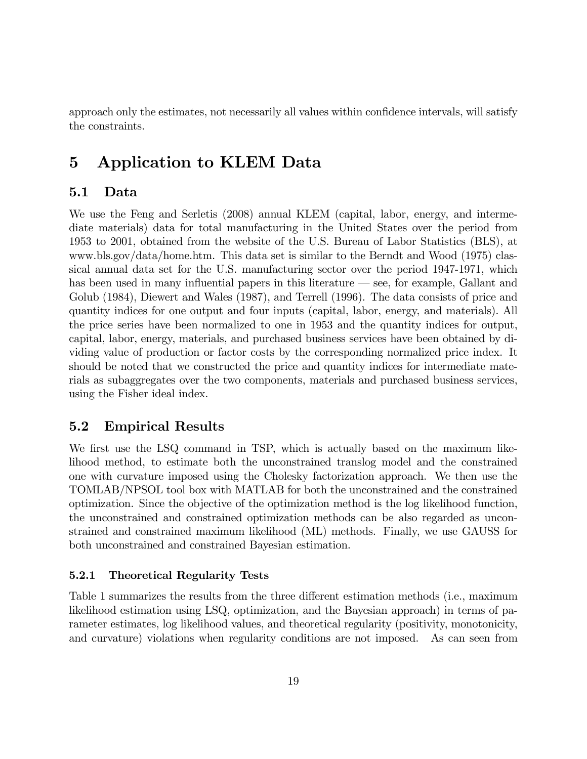approach only the estimates, not necessarily all values within confidence intervals, will satisfy the constraints.

# 5 Application to KLEM Data

## 5.1 Data

We use the Feng and Serletis (2008) annual KLEM (capital, labor, energy, and intermediate materials) data for total manufacturing in the United States over the period from 1953 to 2001, obtained from the website of the U.S. Bureau of Labor Statistics (BLS), at www.bls.gov/data/home.htm. This data set is similar to the Berndt and Wood (1975) classical annual data set for the U.S. manufacturing sector over the period 1947-1971, which has been used in many influential papers in this literature — see, for example, Gallant and Golub (1984), Diewert and Wales (1987), and Terrell (1996). The data consists of price and quantity indices for one output and four inputs (capital, labor, energy, and materials). All the price series have been normalized to one in 1953 and the quantity indices for output, capital, labor, energy, materials, and purchased business services have been obtained by dividing value of production or factor costs by the corresponding normalized price index. It should be noted that we constructed the price and quantity indices for intermediate materials as subaggregates over the two components, materials and purchased business services, using the Fisher ideal index.

## 5.2 Empirical Results

We first use the LSQ command in TSP, which is actually based on the maximum likelihood method, to estimate both the unconstrained translog model and the constrained one with curvature imposed using the Cholesky factorization approach. We then use the TOMLAB/NPSOL tool box with MATLAB for both the unconstrained and the constrained optimization. Since the objective of the optimization method is the log likelihood function, the unconstrained and constrained optimization methods can be also regarded as unconstrained and constrained maximum likelihood (ML) methods. Finally, we use GAUSS for both unconstrained and constrained Bayesian estimation.

### 5.2.1 Theoretical Regularity Tests

Table 1 summarizes the results from the three different estimation methods (i.e., maximum likelihood estimation using LSQ, optimization, and the Bayesian approach) in terms of parameter estimates, log likelihood values, and theoretical regularity (positivity, monotonicity, and curvature) violations when regularity conditions are not imposed. As can seen from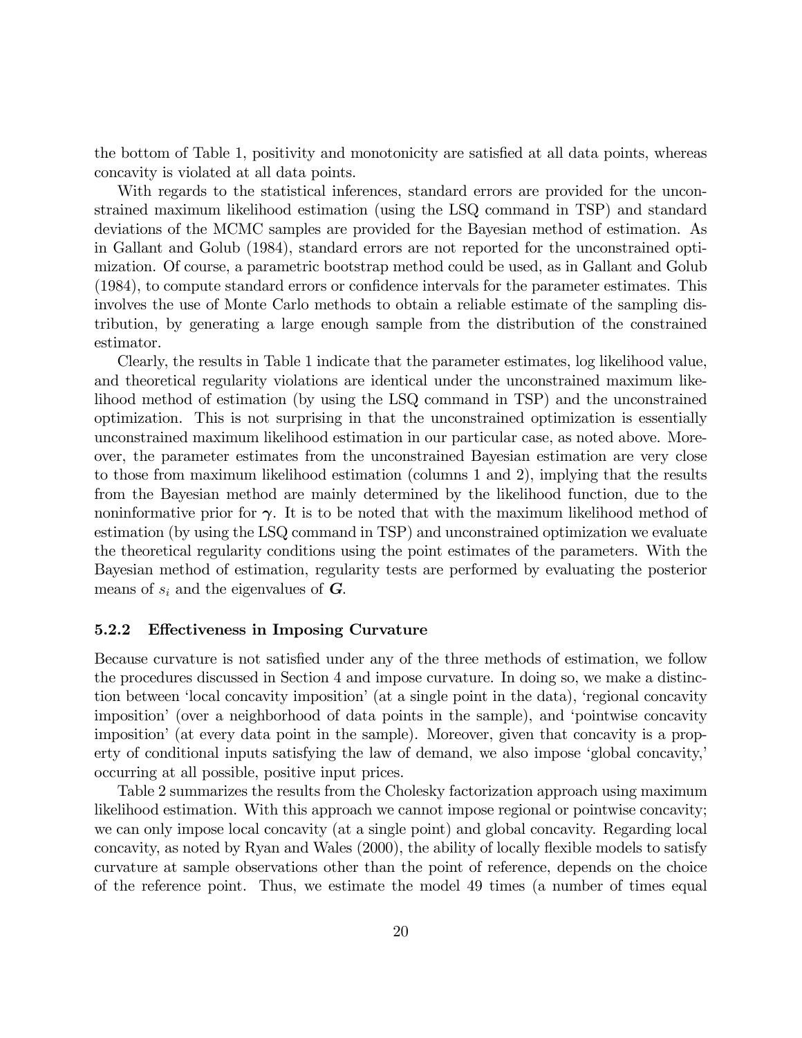the bottom of Table 1, positivity and monotonicity are satisfied at all data points, whereas concavity is violated at all data points.

With regards to the statistical inferences, standard errors are provided for the unconstrained maximum likelihood estimation (using the LSQ command in TSP) and standard deviations of the MCMC samples are provided for the Bayesian method of estimation. As in Gallant and Golub (1984), standard errors are not reported for the unconstrained optimization. Of course, a parametric bootstrap method could be used, as in Gallant and Golub (1984), to compute standard errors or confidence intervals for the parameter estimates. This involves the use of Monte Carlo methods to obtain a reliable estimate of the sampling distribution, by generating a large enough sample from the distribution of the constrained estimator.

Clearly, the results in Table 1 indicate that the parameter estimates, log likelihood value, and theoretical regularity violations are identical under the unconstrained maximum likelihood method of estimation (by using the LSQ command in TSP) and the unconstrained optimization. This is not surprising in that the unconstrained optimization is essentially unconstrained maximum likelihood estimation in our particular case, as noted above. Moreover, the parameter estimates from the unconstrained Bayesian estimation are very close to those from maximum likelihood estimation (columns 1 and 2), implying that the results from the Bayesian method are mainly determined by the likelihood function, due to the noninformative prior for $\boldsymbol{\gamma}$. It is to be noted that with the maximum likelihood method of estimation (by using the LSQ command in TSP) and unconstrained optimization we evaluate the theoretical regularity conditions using the point estimates of the parameters. With the Bayesian method of estimation, regularity tests are performed by evaluating the posterior means of $s_i$ and the eigenvalues of $\boldsymbol{G}$.

### 5.2.2 Effectiveness in Imposing Curvature

Because curvature is not satisfied under any of the three methods of estimation, we follow the procedures discussed in Section 4 and impose curvature. In doing so, we make a distinction between 'local concavity imposition' (at a single point in the data), 'regional concavity imposition' (over a neighborhood of data points in the sample), and 'pointwise concavity imposition' (at every data point in the sample). Moreover, given that concavity is a property of conditional inputs satisfying the law of demand, we also impose 'global concavity,' occurring at all possible, positive input prices.

Table 2 summarizes the results from the Cholesky factorization approach using maximum likelihood estimation. With this approach we cannot impose regional or pointwise concavity; we can only impose local concavity (at a single point) and global concavity. Regarding local concavity, as noted by Ryan and Wales (2000), the ability of locally flexible models to satisfy curvature at sample observations other than the point of reference, depends on the choice of the reference point. Thus, we estimate the model 49 times (a number of times equal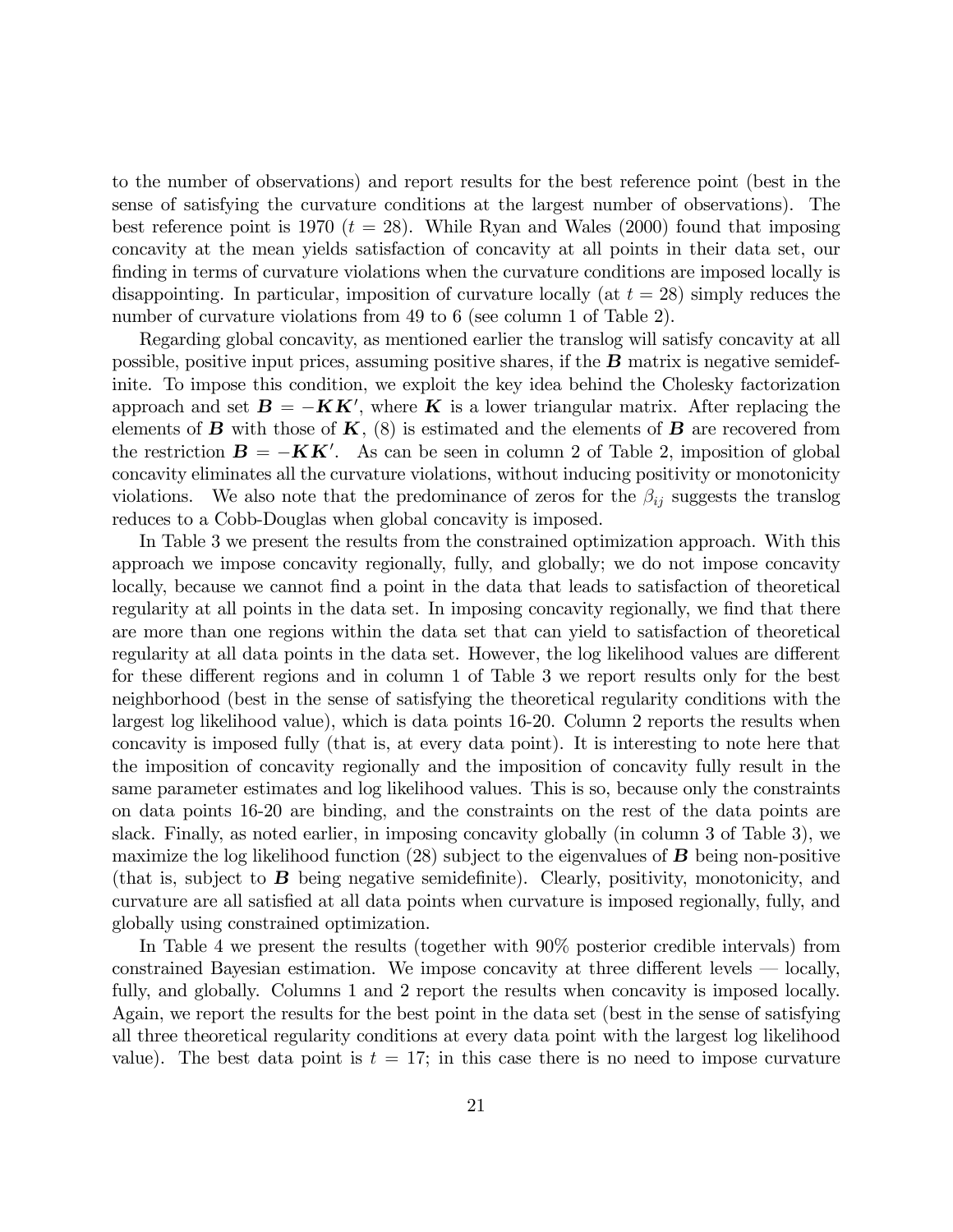to the number of observations) and report results for the best reference point (best in the sense of satisfying the curvature conditions at the largest number of observations). The best reference point is 1970 ($t = 28$). While Ryan and Wales (2000) found that imposing concavity at the mean yields satisfaction of concavity at all points in their data set, our finding in terms of curvature violations when the curvature conditions are imposed locally is disappointing. In particular, imposition of curvature locally (at $t = 28$) simply reduces the number of curvature violations from 49 to 6 (see column 1 of Table 2).

Regarding global concavity, as mentioned earlier the translog will satisfy concavity at all possible, positive input prices, assuming positive shares, if the $\boldsymbol{B}$ matrix is negative semidefinite. To impose this condition, we exploit the key idea behind the Cholesky factorization approach and set $\boldsymbol{B} = -\boldsymbol{K}\boldsymbol{K}'$, where $\boldsymbol{K}$ is a lower triangular matrix. After replacing the elements of $\boldsymbol{B}$ with those of $\boldsymbol{K}$, (8) is estimated and the elements of $\boldsymbol{B}$ are recovered from the restriction $\boldsymbol{B} = -\boldsymbol{K}\boldsymbol{K}'$. As can be seen in column 2 of Table 2, imposition of global concavity eliminates all the curvature violations, without inducing positivity or monotonicity violations. We also note that the predominance of zeros for the $\beta_{ij}$ suggests the translog reduces to a Cobb-Douglas when global concavity is imposed.

In Table 3 we present the results from the constrained optimization approach. With this approach we impose concavity regionally, fully, and globally; we do not impose concavity locally, because we cannot find a point in the data that leads to satisfaction of theoretical regularity at all points in the data set. In imposing concavity regionally, we find that there are more than one regions within the data set that can yield to satisfaction of theoretical regularity at all data points in the data set. However, the log likelihood values are different for these different regions and in column 1 of Table 3 we report results only for the best neighborhood (best in the sense of satisfying the theoretical regularity conditions with the largest log likelihood value), which is data points 16-20. Column 2 reports the results when concavity is imposed fully (that is, at every data point). It is interesting to note here that the imposition of concavity regionally and the imposition of concavity fully result in the same parameter estimates and log likelihood values. This is so, because only the constraints on data points 16-20 are binding, and the constraints on the rest of the data points are slack. Finally, as noted earlier, in imposing concavity globally (in column 3 of Table 3), we maximize the log likelihood function (28) subject to the eigenvalues of $\boldsymbol{B}$ being non-positive (that is, subject to $\boldsymbol{B}$ being negative semidefinite). Clearly, positivity, monotonicity, and curvature are all satisfied at all data points when curvature is imposed regionally, fully, and globally using constrained optimization.

In Table 4 we present the results (together with 90% posterior credible intervals) from constrained Bayesian estimation. We impose concavity at three different levels — locally, fully, and globally. Columns 1 and 2 report the results when concavity is imposed locally. Again, we report the results for the best point in the data set (best in the sense of satisfying all three theoretical regularity conditions at every data point with the largest log likelihood value). The best data point is $t = 17$; in this case there is no need to impose curvature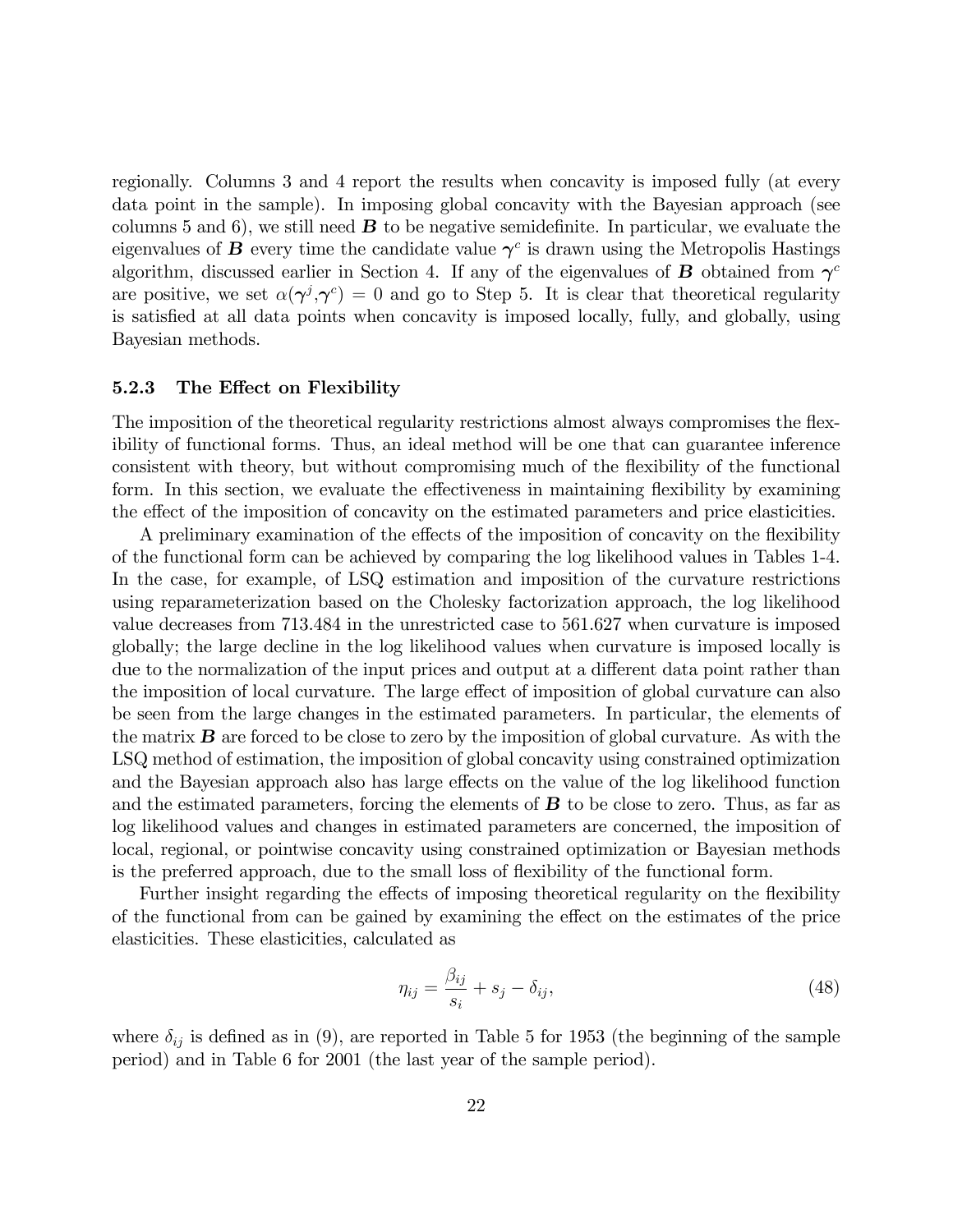regionally. Columns 3 and 4 report the results when concavity is imposed fully (at every data point in the sample). In imposing global concavity with the Bayesian approach (see columns 5 and 6), we still need $\boldsymbol{B}$ to be negative semidefinite. In particular, we evaluate the eigenvalues of $\boldsymbol{B}$ every time the candidate value $\boldsymbol{\gamma}^c$ is drawn using the Metropolis Hastings algorithm, discussed earlier in Section 4. If any of the eigenvalues of $\boldsymbol{B}$ obtained from $\boldsymbol{\gamma}^c$ are positive, we set $\alpha(\boldsymbol{\gamma}^j,\boldsymbol{\gamma}^c) = 0$ and go to Step 5. It is clear that theoretical regularity is satisfied at all data points when concavity is imposed locally, fully, and globally, using Bayesian methods.

### 5.2.3 The Effect on Flexibility

The imposition of the theoretical regularity restrictions almost always compromises the flexibility of functional forms. Thus, an ideal method will be one that can guarantee inference consistent with theory, but without compromising much of the flexibility of the functional form. In this section, we evaluate the effectiveness in maintaining flexibility by examining the effect of the imposition of concavity on the estimated parameters and price elasticities.

A preliminary examination of the effects of the imposition of concavity on the flexibility of the functional form can be achieved by comparing the log likelihood values in Tables 1-4. In the case, for example, of LSQ estimation and imposition of the curvature restrictions using reparameterization based on the Cholesky factorization approach, the log likelihood value decreases from 713.484 in the unrestricted case to 561.627 when curvature is imposed globally; the large decline in the log likelihood values when curvature is imposed locally is due to the normalization of the input prices and output at a different data point rather than the imposition of local curvature. The large effect of imposition of global curvature can also be seen from the large changes in the estimated parameters. In particular, the elements of the matrix $\boldsymbol{B}$ are forced to be close to zero by the imposition of global curvature. As with the LSQ method of estimation, the imposition of global concavity using constrained optimization and the Bayesian approach also has large effects on the value of the log likelihood function and the estimated parameters, forcing the elements of $\boldsymbol{B}$ to be close to zero. Thus, as far as log likelihood values and changes in estimated parameters are concerned, the imposition of local, regional, or pointwise concavity using constrained optimization or Bayesian methods is the preferred approach, due to the small loss of flexibility of the functional form.

Further insight regarding the effects of imposing theoretical regularity on the flexibility of the functional from can be gained by examining the effect on the estimates of the price elasticities. These elasticities, calculated as

$$\eta_{ij} = \frac{\beta_{ij}}{s_i} + s_j - \delta_{ij}, \tag{48}$$

where $\delta_{ij}$ is defined as in (9), are reported in Table 5 for 1953 (the beginning of the sample period) and in Table 6 for 2001 (the last year of the sample period).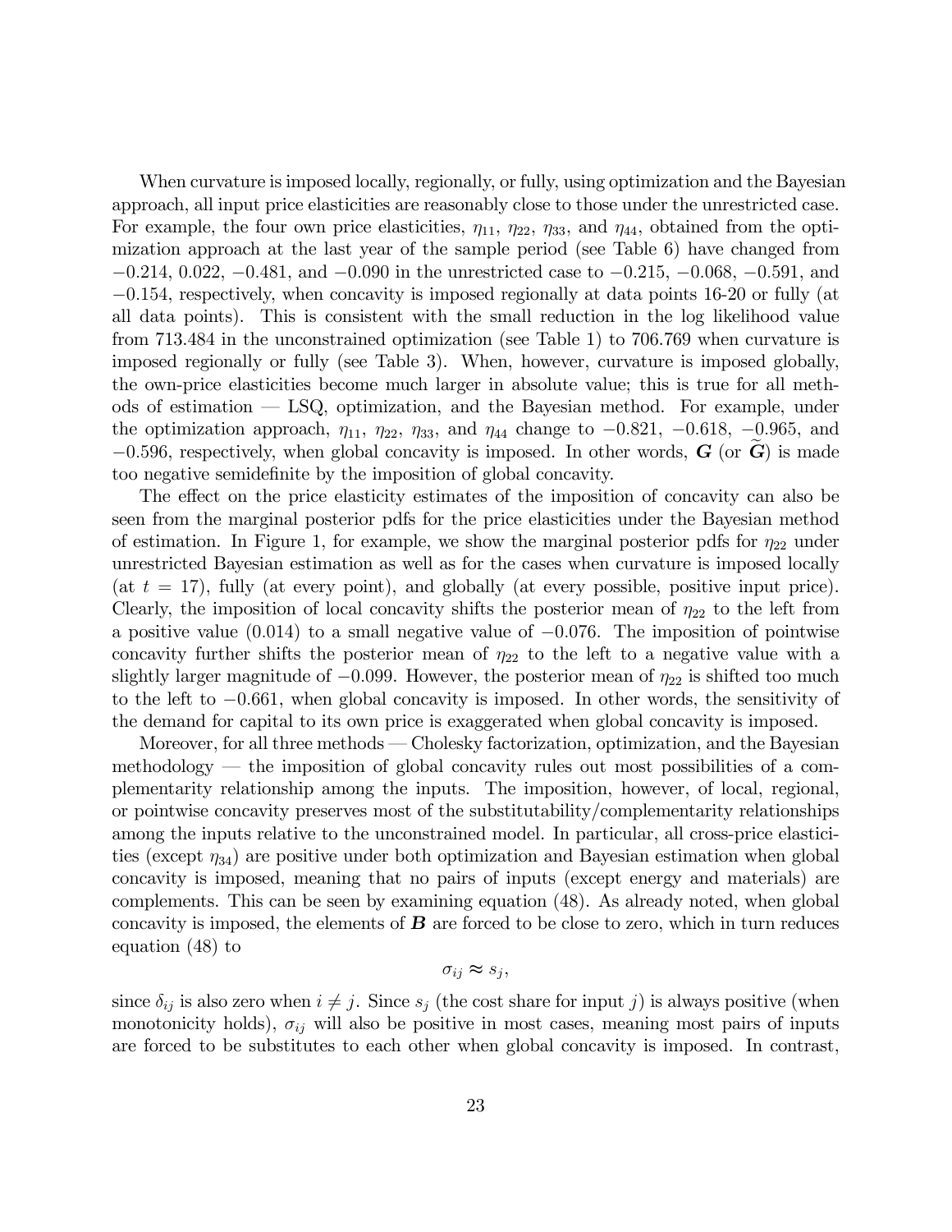When curvature is imposed locally, regionally, or fully, using optimization and the Bayesian approach, all input price elasticities are reasonably close to those under the unrestricted case. For example, the four own price elasticities, $\eta_{11}$, $\eta_{22}$, $\eta_{33}$, and $\eta_{44}$, obtained from the optimization approach at the last year of the sample period (see Table 6) have changed from $-0.214$, $0.022$, $-0.481$, and $-0.090$ in the unrestricted case to $-0.215$, $-0.068$, $-0.591$, and $-0.154$, respectively, when concavity is imposed regionally at data points 16-20 or fully (at all data points). This is consistent with the small reduction in the log likelihood value from 713.484 in the unconstrained optimization (see Table 1) to 706.769 when curvature is imposed regionally or fully (see Table 3). When, however, curvature is imposed globally, the own-price elasticities become much larger in absolute value; this is true for all methods of estimation — LSQ, optimization, and the Bayesian method. For example, under the optimization approach, $\eta_{11}$, $\eta_{22}$, $\eta_{33}$, and $\eta_{44}$ change to $-0.821$, $-0.618$, $-0.965$, and $-0.596$, respectively, when global concavity is imposed. In other words, $\boldsymbol{G}$ (or $\widetilde{\boldsymbol{G}}$) is made too negative semidefinite by the imposition of global concavity.

The effect on the price elasticity estimates of the imposition of concavity can also be seen from the marginal posterior pdfs for the price elasticities under the Bayesian method of estimation. In Figure 1, for example, we show the marginal posterior pdfs for $\eta_{22}$ under unrestricted Bayesian estimation as well as for the cases when curvature is imposed locally (at $t = 17$), fully (at every point), and globally (at every possible, positive input price). Clearly, the imposition of local concavity shifts the posterior mean of $\eta_{22}$ to the left from a positive value (0.014) to a small negative value of $-0.076$. The imposition of pointwise concavity further shifts the posterior mean of $\eta_{22}$ to the left to a negative value with a slightly larger magnitude of $-0.099$. However, the posterior mean of $\eta_{22}$ is shifted too much to the left to $-0.661$, when global concavity is imposed. In other words, the sensitivity of the demand for capital to its own price is exaggerated when global concavity is imposed.

Moreover, for all three methods — Cholesky factorization, optimization, and the Bayesian methodology — the imposition of global concavity rules out most possibilities of a complementarity relationship among the inputs. The imposition, however, of local, regional, or pointwise concavity preserves most of the substitutability/complementarity relationships among the inputs relative to the unconstrained model. In particular, all cross-price elasticities (except $\eta_{34}$) are positive under both optimization and Bayesian estimation when global concavity is imposed, meaning that no pairs of inputs (except energy and materials) are complements. This can be seen by examining equation (48). As already noted, when global concavity is imposed, the elements of $\boldsymbol{B}$ are forced to be close to zero, which in turn reduces equation (48) to

$$\sigma_{ij} \approx s_j,$$

since $\delta_{ij}$ is also zero when $i \neq j$. Since $s_j$ (the cost share for input $j$) is always positive (when monotonicity holds), $\sigma_{ij}$ will also be positive in most cases, meaning most pairs of inputs are forced to be substitutes to each other when global concavity is imposed. In contrast,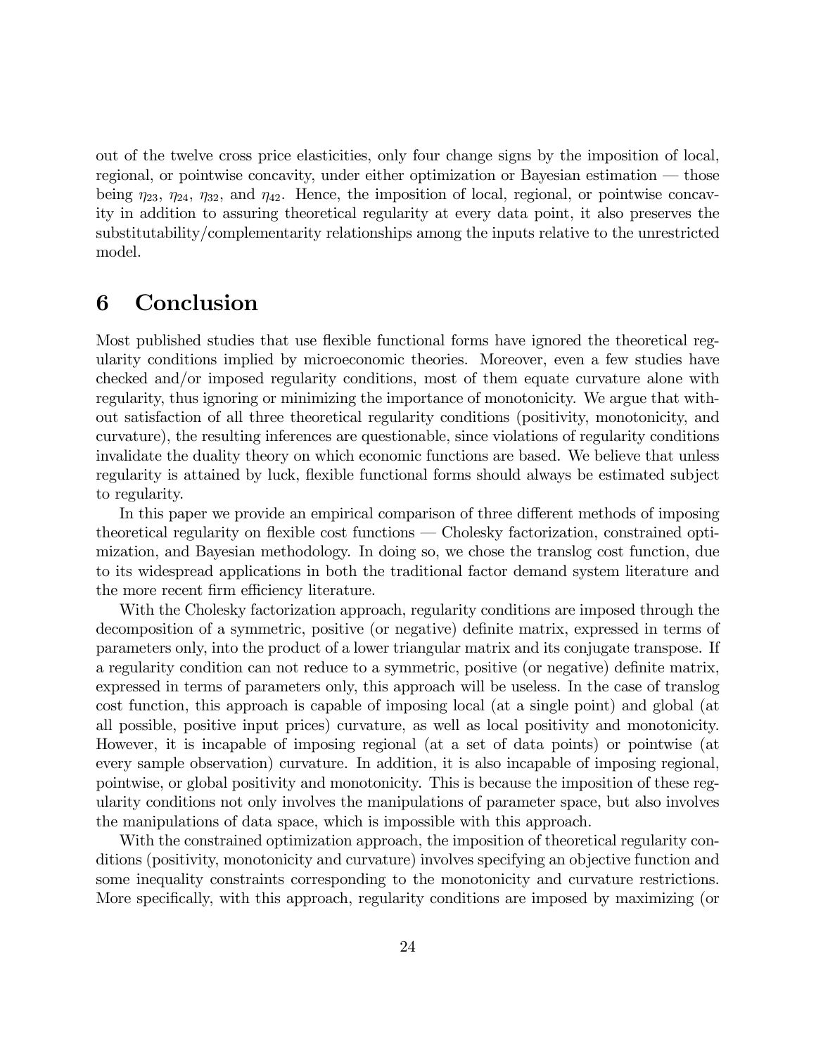out of the twelve cross price elasticities, only four change signs by the imposition of local, regional, or pointwise concavity, under either optimization or Bayesian estimation — those being $\eta_{23}$, $\eta_{24}$, $\eta_{32}$, and $\eta_{42}$. Hence, the imposition of local, regional, or pointwise concavity in addition to assuring theoretical regularity at every data point, it also preserves the substitutability/complementarity relationships among the inputs relative to the unrestricted model.

# 6 Conclusion

Most published studies that use flexible functional forms have ignored the theoretical regularity conditions implied by microeconomic theories. Moreover, even a few studies have checked and/or imposed regularity conditions, most of them equate curvature alone with regularity, thus ignoring or minimizing the importance of monotonicity. We argue that without satisfaction of all three theoretical regularity conditions (positivity, monotonicity, and curvature), the resulting inferences are questionable, since violations of regularity conditions invalidate the duality theory on which economic functions are based. We believe that unless regularity is attained by luck, flexible functional forms should always be estimated subject to regularity.

In this paper we provide an empirical comparison of three different methods of imposing theoretical regularity on flexible cost functions — Cholesky factorization, constrained optimization, and Bayesian methodology. In doing so, we chose the translog cost function, due to its widespread applications in both the traditional factor demand system literature and the more recent firm efficiency literature.

With the Cholesky factorization approach, regularity conditions are imposed through the decomposition of a symmetric, positive (or negative) definite matrix, expressed in terms of parameters only, into the product of a lower triangular matrix and its conjugate transpose. If a regularity condition can not reduce to a symmetric, positive (or negative) definite matrix, expressed in terms of parameters only, this approach will be useless. In the case of translog cost function, this approach is capable of imposing local (at a single point) and global (at all possible, positive input prices) curvature, as well as local positivity and monotonicity. However, it is incapable of imposing regional (at a set of data points) or pointwise (at every sample observation) curvature. In addition, it is also incapable of imposing regional, pointwise, or global positivity and monotonicity. This is because the imposition of these regularity conditions not only involves the manipulations of parameter space, but also involves the manipulations of data space, which is impossible with this approach.

With the constrained optimization approach, the imposition of theoretical regularity conditions (positivity, monotonicity and curvature) involves specifying an objective function and some inequality constraints corresponding to the monotonicity and curvature restrictions. More specifically, with this approach, regularity conditions are imposed by maximizing (or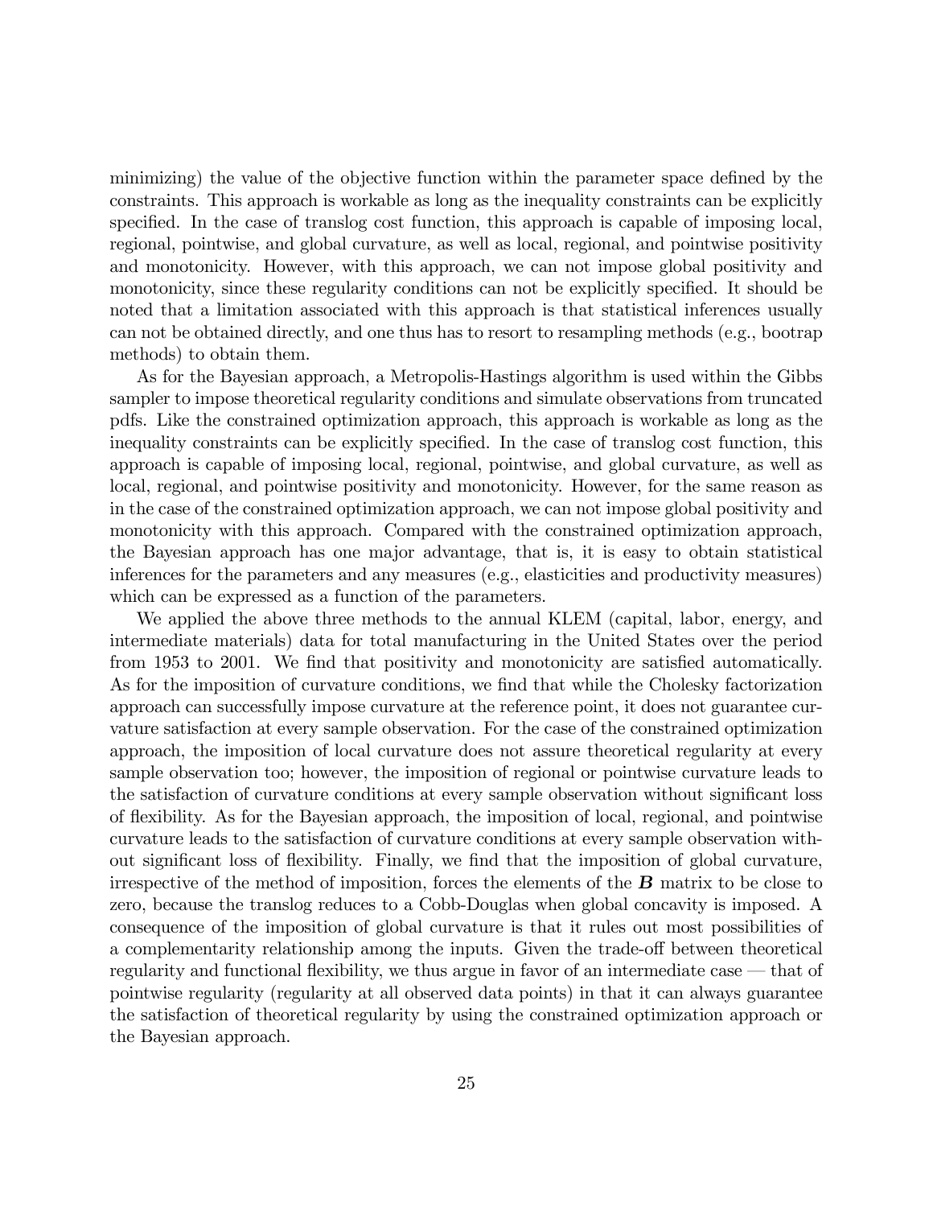minimizing) the value of the objective function within the parameter space defined by the constraints. This approach is workable as long as the inequality constraints can be explicitly specified. In the case of translog cost function, this approach is capable of imposing local, regional, pointwise, and global curvature, as well as local, regional, and pointwise positivity and monotonicity. However, with this approach, we can not impose global positivity and monotonicity, since these regularity conditions can not be explicitly specified. It should be noted that a limitation associated with this approach is that statistical inferences usually can not be obtained directly, and one thus has to resort to resampling methods (e.g., bootrap methods) to obtain them.

As for the Bayesian approach, a Metropolis-Hastings algorithm is used within the Gibbs sampler to impose theoretical regularity conditions and simulate observations from truncated pdfs. Like the constrained optimization approach, this approach is workable as long as the inequality constraints can be explicitly specified. In the case of translog cost function, this approach is capable of imposing local, regional, pointwise, and global curvature, as well as local, regional, and pointwise positivity and monotonicity. However, for the same reason as in the case of the constrained optimization approach, we can not impose global positivity and monotonicity with this approach. Compared with the constrained optimization approach, the Bayesian approach has one major advantage, that is, it is easy to obtain statistical inferences for the parameters and any measures (e.g., elasticities and productivity measures) which can be expressed as a function of the parameters.

We applied the above three methods to the annual KLEM (capital, labor, energy, and intermediate materials) data for total manufacturing in the United States over the period from 1953 to 2001. We find that positivity and monotonicity are satisfied automatically. As for the imposition of curvature conditions, we find that while the Cholesky factorization approach can successfully impose curvature at the reference point, it does not guarantee curvature satisfaction at every sample observation. For the case of the constrained optimization approach, the imposition of local curvature does not assure theoretical regularity at every sample observation too; however, the imposition of regional or pointwise curvature leads to the satisfaction of curvature conditions at every sample observation without significant loss of flexibility. As for the Bayesian approach, the imposition of local, regional, and pointwise curvature leads to the satisfaction of curvature conditions at every sample observation without significant loss of flexibility. Finally, we find that the imposition of global curvature, irrespective of the method of imposition, forces the elements of the $\boldsymbol{B}$ matrix to be close to zero, because the translog reduces to a Cobb-Douglas when global concavity is imposed. A consequence of the imposition of global curvature is that it rules out most possibilities of a complementarity relationship among the inputs. Given the trade-off between theoretical regularity and functional flexibility, we thus argue in favor of an intermediate case — that of pointwise regularity (regularity at all observed data points) in that it can always guarantee the satisfaction of theoretical regularity by using the constrained optimization approach or the Bayesian approach.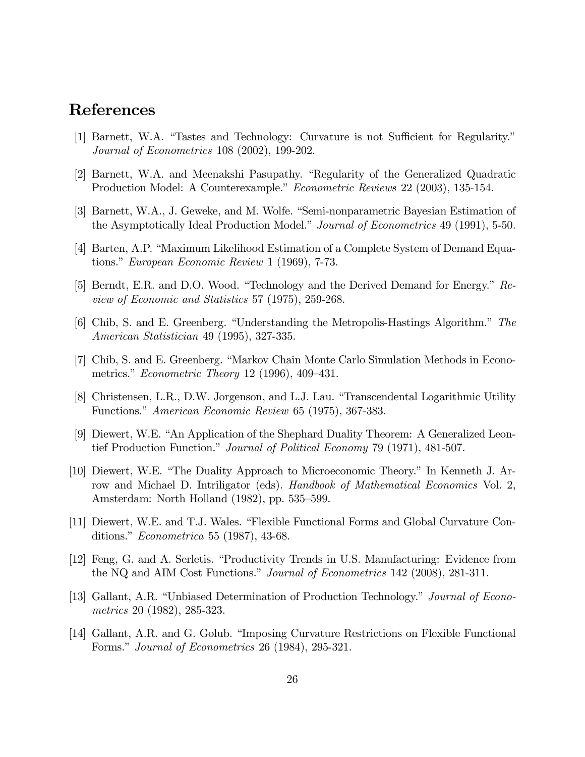# References

[1] Barnett, W.A. "Tastes and Technology: Curvature is not Sufficient for Regularity." *Journal of Econometrics* 108 (2002), 199-202.

[2] Barnett, W.A. and Meenakshi Pasupathy. "Regularity of the Generalized Quadratic Production Model: A Counterexample." *Econometric Reviews* 22 (2003), 135-154.

[3] Barnett, W.A., J. Geweke, and M. Wolfe. "Semi-nonparametric Bayesian Estimation of the Asymptotically Ideal Production Model." *Journal of Econometrics* 49 (1991), 5-50.

[4] Barten, A.P. "Maximum Likelihood Estimation of a Complete System of Demand Equations." *European Economic Review* 1 (1969), 7-73.

[5] Berndt, E.R. and D.O. Wood. "Technology and the Derived Demand for Energy." *Review of Economic and Statistics* 57 (1975), 259-268.

[6] Chib, S. and E. Greenberg. "Understanding the Metropolis-Hastings Algorithm." *The American Statistician* 49 (1995), 327-335.

[7] Chib, S. and E. Greenberg. "Markov Chain Monte Carlo Simulation Methods in Econometrics." *Econometric Theory* 12 (1996), 409–431.

[8] Christensen, L.R., D.W. Jorgenson, and L.J. Lau. "Transcendental Logarithmic Utility Functions." *American Economic Review* 65 (1975), 367-383.

[9] Diewert, W.E. "An Application of the Shephard Duality Theorem: A Generalized Leontief Production Function." *Journal of Political Economy* 79 (1971), 481-507.

[10] Diewert, W.E. "The Duality Approach to Microeconomic Theory." In Kenneth J. Arrow and Michael D. Intriligator (eds). *Handbook of Mathematical Economics* Vol. 2, Amsterdam: North Holland (1982), pp. 535–599.

[11] Diewert, W.E. and T.J. Wales. "Flexible Functional Forms and Global Curvature Conditions." *Econometrica* 55 (1987), 43-68.

[12] Feng, G. and A. Serletis. "Productivity Trends in U.S. Manufacturing: Evidence from the NQ and AIM Cost Functions." *Journal of Econometrics* 142 (2008), 281-311.

[13] Gallant, A.R. "Unbiased Determination of Production Technology." *Journal of Econometrics* 20 (1982), 285-323.

[14] Gallant, A.R. and G. Golub. "Imposing Curvature Restrictions on Flexible Functional Forms." *Journal of Econometrics* 26 (1984), 295-321.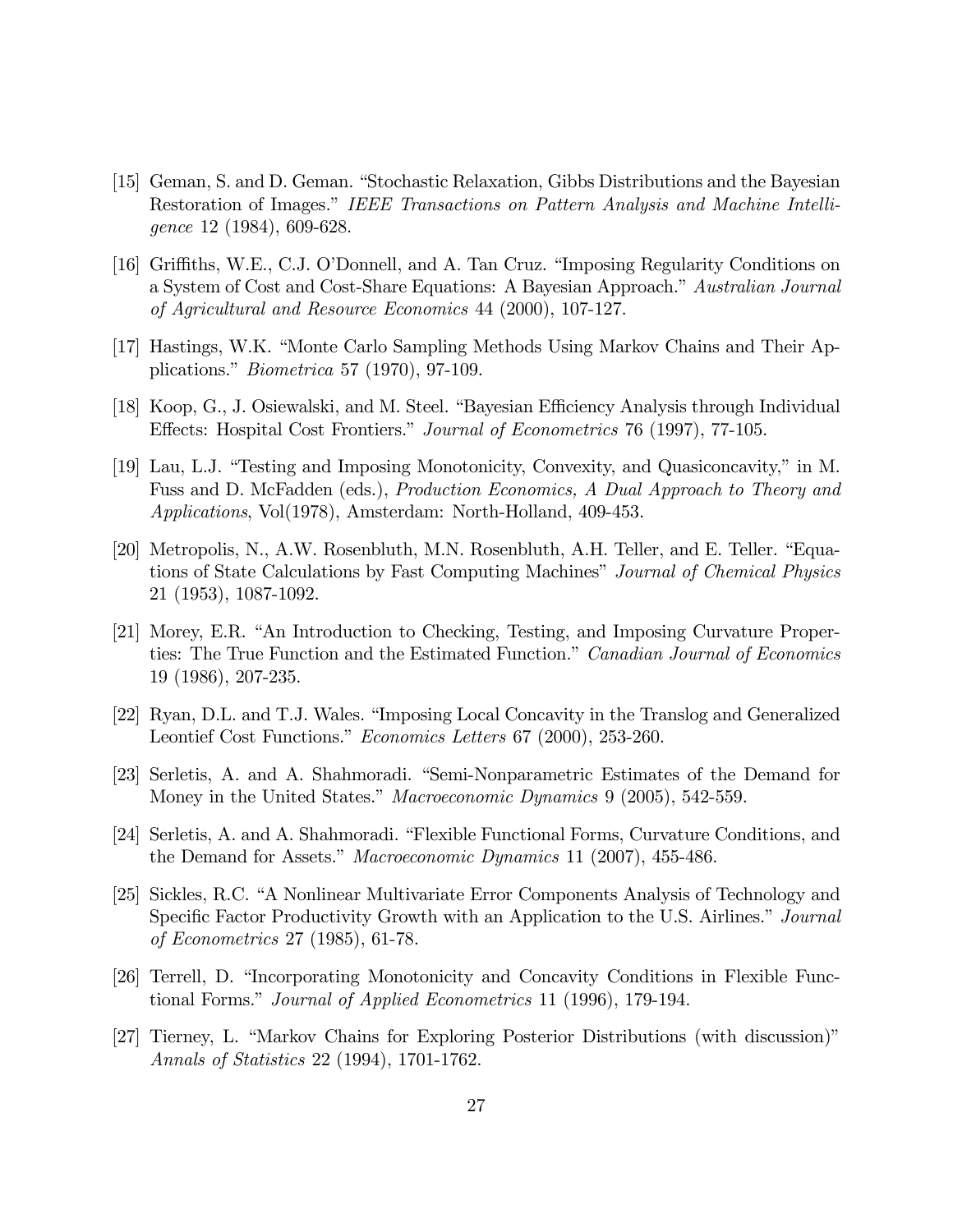[15] Geman, S. and D. Geman. "Stochastic Relaxation, Gibbs Distributions and the Bayesian Restoration of Images." *IEEE Transactions on Pattern Analysis and Machine Intelligence* 12 (1984), 609-628.

[16] Griffiths, W.E., C.J. O'Donnell, and A. Tan Cruz. "Imposing Regularity Conditions on a System of Cost and Cost-Share Equations: A Bayesian Approach." *Australian Journal of Agricultural and Resource Economics* 44 (2000), 107-127.

[17] Hastings, W.K. "Monte Carlo Sampling Methods Using Markov Chains and Their Applications." *Biometrica* 57 (1970), 97-109.

[18] Koop, G., J. Osiewalski, and M. Steel. "Bayesian Efficiency Analysis through Individual Effects: Hospital Cost Frontiers." *Journal of Econometrics* 76 (1997), 77-105.

[19] Lau, L.J. "Testing and Imposing Monotonicity, Convexity, and Quasiconcavity," in M. Fuss and D. McFadden (eds.), *Production Economics, A Dual Approach to Theory and Applications*, Vol(1978), Amsterdam: North-Holland, 409-453.

[20] Metropolis, N., A.W. Rosenbluth, M.N. Rosenbluth, A.H. Teller, and E. Teller. "Equations of State Calculations by Fast Computing Machines" *Journal of Chemical Physics* 21 (1953), 1087-1092.

[21] Morey, E.R. "An Introduction to Checking, Testing, and Imposing Curvature Properties: The True Function and the Estimated Function." *Canadian Journal of Economics* 19 (1986), 207-235.

[22] Ryan, D.L. and T.J. Wales. "Imposing Local Concavity in the Translog and Generalized Leontief Cost Functions." *Economics Letters* 67 (2000), 253-260.

[23] Serletis, A. and A. Shahmoradi. "Semi-Nonparametric Estimates of the Demand for Money in the United States." *Macroeconomic Dynamics* 9 (2005), 542-559.

[24] Serletis, A. and A. Shahmoradi. "Flexible Functional Forms, Curvature Conditions, and the Demand for Assets." *Macroeconomic Dynamics* 11 (2007), 455-486.

[25] Sickles, R.C. "A Nonlinear Multivariate Error Components Analysis of Technology and Specific Factor Productivity Growth with an Application to the U.S. Airlines." *Journal of Econometrics* 27 (1985), 61-78.

[26] Terrell, D. "Incorporating Monotonicity and Concavity Conditions in Flexible Functional Forms." *Journal of Applied Econometrics* 11 (1996), 179-194.

[27] Tierney, L. "Markov Chains for Exploring Posterior Distributions (with discussion)" *Annals of Statistics* 22 (1994), 1701-1762.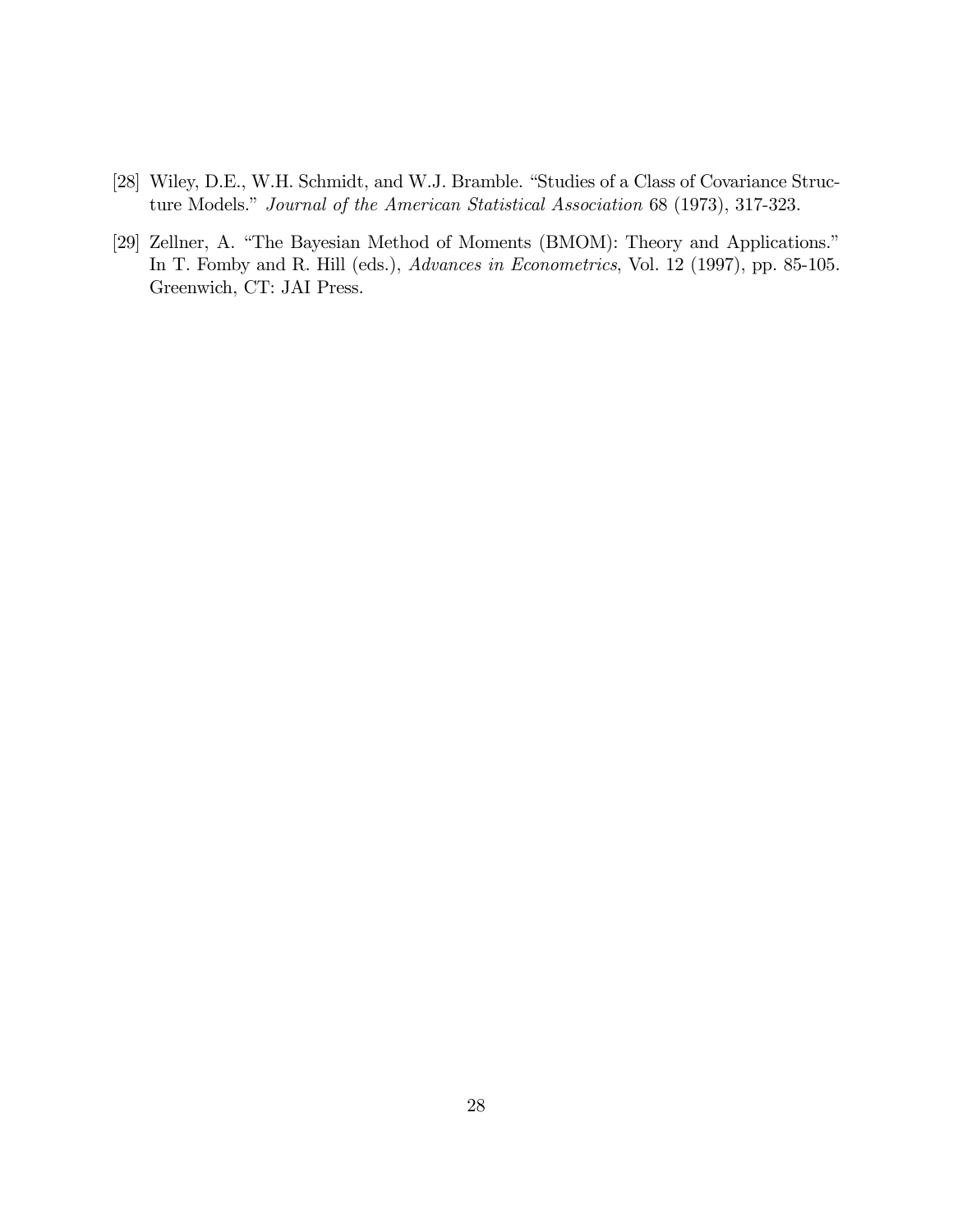[28] Wiley, D.E., W.H. Schmidt, and W.J. Bramble. "Studies of a Class of Covariance Structure Models." *Journal of the American Statistical Association* 68 (1973), 317-323.

[29] Zellner, A. "The Bayesian Method of Moments (BMOM): Theory and Applications." In T. Fomby and R. Hill (eds.), *Advances in Econometrics*, Vol. 12 (1997), pp. 85-105. Greenwich, CT: JAI Press.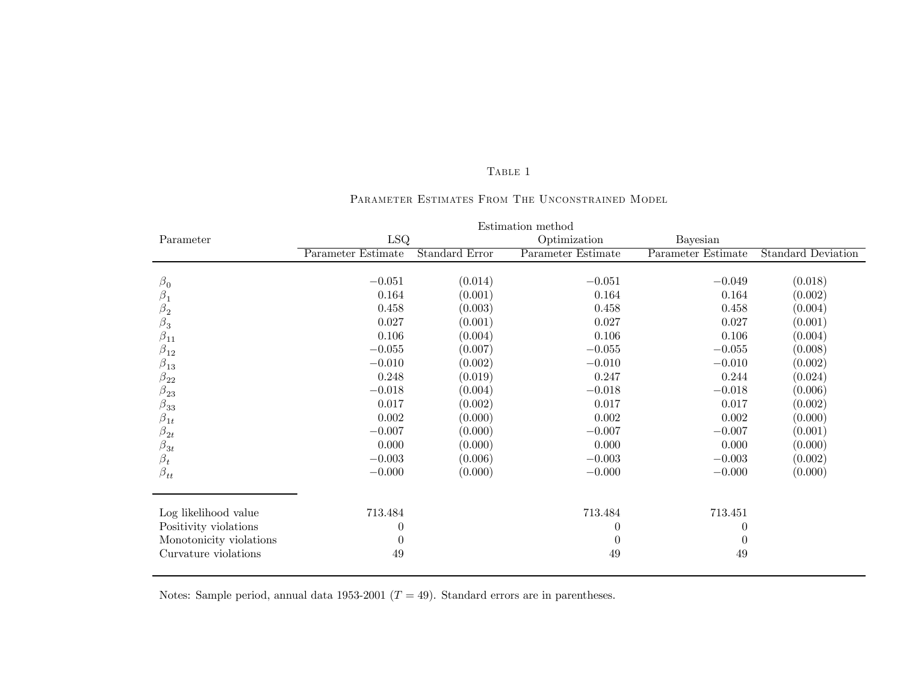## Table 1

### Parameter Estimates From The Unconstrained Model

| Parameter | LSQ | | Optimization | Bayesian | |
|---|---|---|---|---|---|
| | Parameter Estimate | Standard Error | Parameter Estimate | Parameter Estimate | Standard Deviation |
| $\beta_0$ | $-0.051$ | (0.014) | $-0.051$ | $-0.049$ | (0.018) |
| $\beta_1$ | 0.164 | (0.001) | 0.164 | 0.164 | (0.002) |
| $\beta_2$ | 0.458 | (0.003) | 0.458 | 0.458 | (0.004) |
| $\beta_3$ | 0.027 | (0.001) | 0.027 | 0.027 | (0.001) |
| $\beta_{11}$ | 0.106 | (0.004) | 0.106 | 0.106 | (0.004) |
| $\beta_{12}$ | $-0.055$ | (0.007) | $-0.055$ | $-0.055$ | (0.008) |
| $\beta_{13}$ | $-0.010$ | (0.002) | $-0.010$ | $-0.010$ | (0.002) |
| $\beta_{22}$ | 0.248 | (0.019) | 0.247 | 0.244 | (0.024) |
| $\beta_{23}$ | $-0.018$ | (0.004) | $-0.018$ | $-0.018$ | (0.006) |
| $\beta_{33}$ | 0.017 | (0.002) | 0.017 | 0.017 | (0.002) |
| $\beta_{1t}$ | 0.002 | (0.000) | 0.002 | 0.002 | (0.000) |
| $\beta_{2t}$ | $-0.007$ | (0.000) | $-0.007$ | $-0.007$ | (0.001) |
| $\beta_{3t}$ | 0.000 | (0.000) | 0.000 | 0.000 | (0.000) |
| $\beta_t$ | $-0.003$ | (0.006) | $-0.003$ | $-0.003$ | (0.002) |
| $\beta_{tt}$ | $-0.000$ | (0.000) | $-0.000$ | $-0.000$ | (0.000) |
| Log likelihood value | 713.484 | | 713.484 | 713.451 | |
| Positivity violations | 0 | | 0 | 0 | |
| Monotonicity violations | 0 | | 0 | 0 | |
| Curvature violations | 49 | | 49 | 49 | |

Notes: Sample period, annual data 1953-2001 ($T = 49$). Standard errors are in parentheses.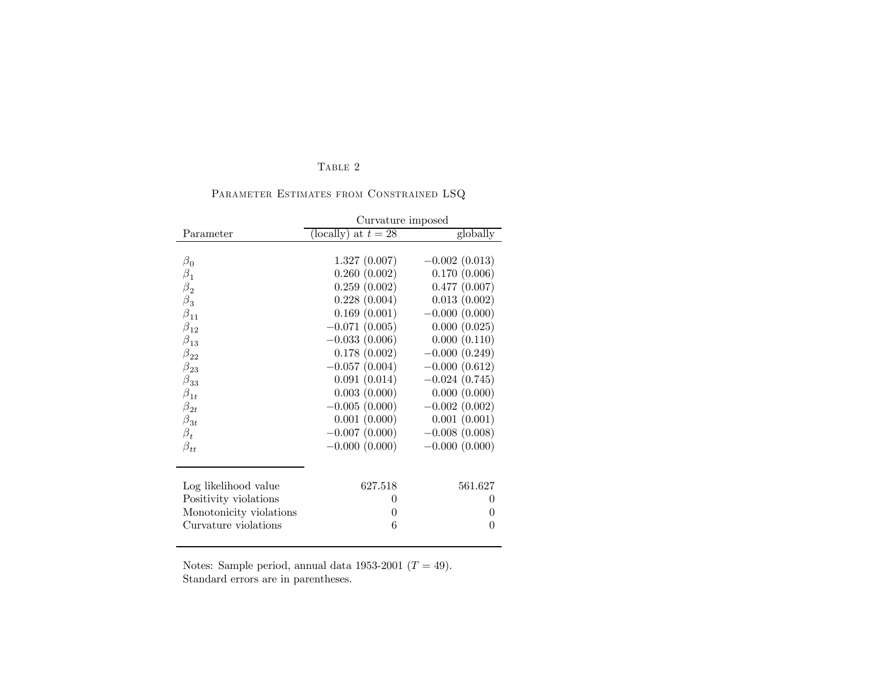TABLE 2

PARAMETER ESTIMATES FROM CONSTRAINED LSQ

| Parameter | Curvature imposed (locally) at $t = 28$ | Curvature imposed globally |
|---|---|---|
| $\beta_0$ | 1.327 (0.007) | −0.002 (0.013) |
| $\beta_1$ | 0.260 (0.002) | 0.170 (0.006) |
| $\beta_2$ | 0.259 (0.002) | 0.477 (0.007) |
| $\beta_3$ | 0.228 (0.004) | 0.013 (0.002) |
| $\beta_{11}$ | 0.169 (0.001) | −0.000 (0.000) |
| $\beta_{12}$ | −0.071 (0.005) | 0.000 (0.025) |
| $\beta_{13}$ | −0.033 (0.006) | 0.000 (0.110) |
| $\beta_{22}$ | 0.178 (0.002) | −0.000 (0.249) |
| $\beta_{23}$ | −0.057 (0.004) | −0.000 (0.612) |
| $\beta_{33}$ | 0.091 (0.014) | −0.024 (0.745) |
| $\beta_{1t}$ | 0.003 (0.000) | 0.000 (0.000) |
| $\beta_{2t}$ | −0.005 (0.000) | −0.002 (0.002) |
| $\beta_{3t}$ | 0.001 (0.000) | 0.001 (0.001) |
| $\beta_t$ | −0.007 (0.000) | −0.008 (0.008) |
| $\beta_{tt}$ | −0.000 (0.000) | −0.000 (0.000) |
| Log likelihood value | 627.518 | 561.627 |
| Positivity violations | 0 | 0 |
| Monotonicity violations | 0 | 0 |
| Curvature violations | 6 | 0 |

Notes: Sample period, annual data 1953-2001 ($T = 49$).
Standard errors are in parentheses.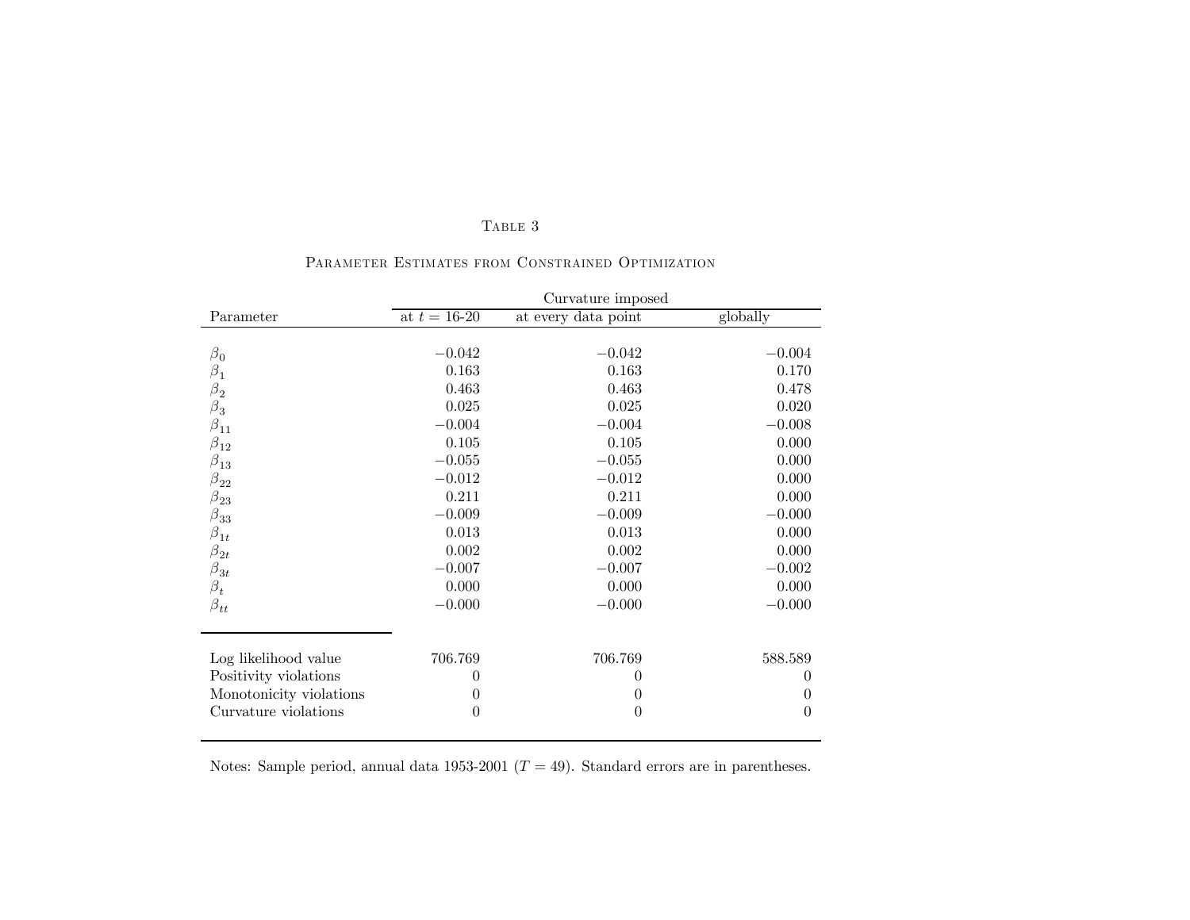Table 3

Parameter Estimates from Constrained Optimization

| Parameter | Curvature imposed at $t$ = 16-20 | Curvature imposed at every data point | Curvature imposed globally |
|---|---|---|---|
| $\beta_0$ | $-0.042$ | $-0.042$ | $-0.004$ |
| $\beta_1$ | 0.163 | 0.163 | 0.170 |
| $\beta_2$ | 0.463 | 0.463 | 0.478 |
| $\beta_3$ | 0.025 | 0.025 | 0.020 |
| $\beta_{11}$ | $-0.004$ | $-0.004$ | $-0.008$ |
| $\beta_{12}$ | 0.105 | 0.105 | 0.000 |
| $\beta_{13}$ | $-0.055$ | $-0.055$ | 0.000 |
| $\beta_{22}$ | $-0.012$ | $-0.012$ | 0.000 |
| $\beta_{23}$ | 0.211 | 0.211 | 0.000 |
| $\beta_{33}$ | $-0.009$ | $-0.009$ | $-0.000$ |
| $\beta_{1t}$ | 0.013 | 0.013 | 0.000 |
| $\beta_{2t}$ | 0.002 | 0.002 | 0.000 |
| $\beta_{3t}$ | $-0.007$ | $-0.007$ | $-0.002$ |
| $\beta_t$ | 0.000 | 0.000 | 0.000 |
| $\beta_{tt}$ | $-0.000$ | $-0.000$ | $-0.000$ |
| Log likelihood value | 706.769 | 706.769 | 588.589 |
| Positivity violations | 0 | 0 | 0 |
| Monotonicity violations | 0 | 0 | 0 |
| Curvature violations | 0 | 0 | 0 |

Notes: Sample period, annual data 1953-2001 ($T = 49$). Standard errors are in parentheses.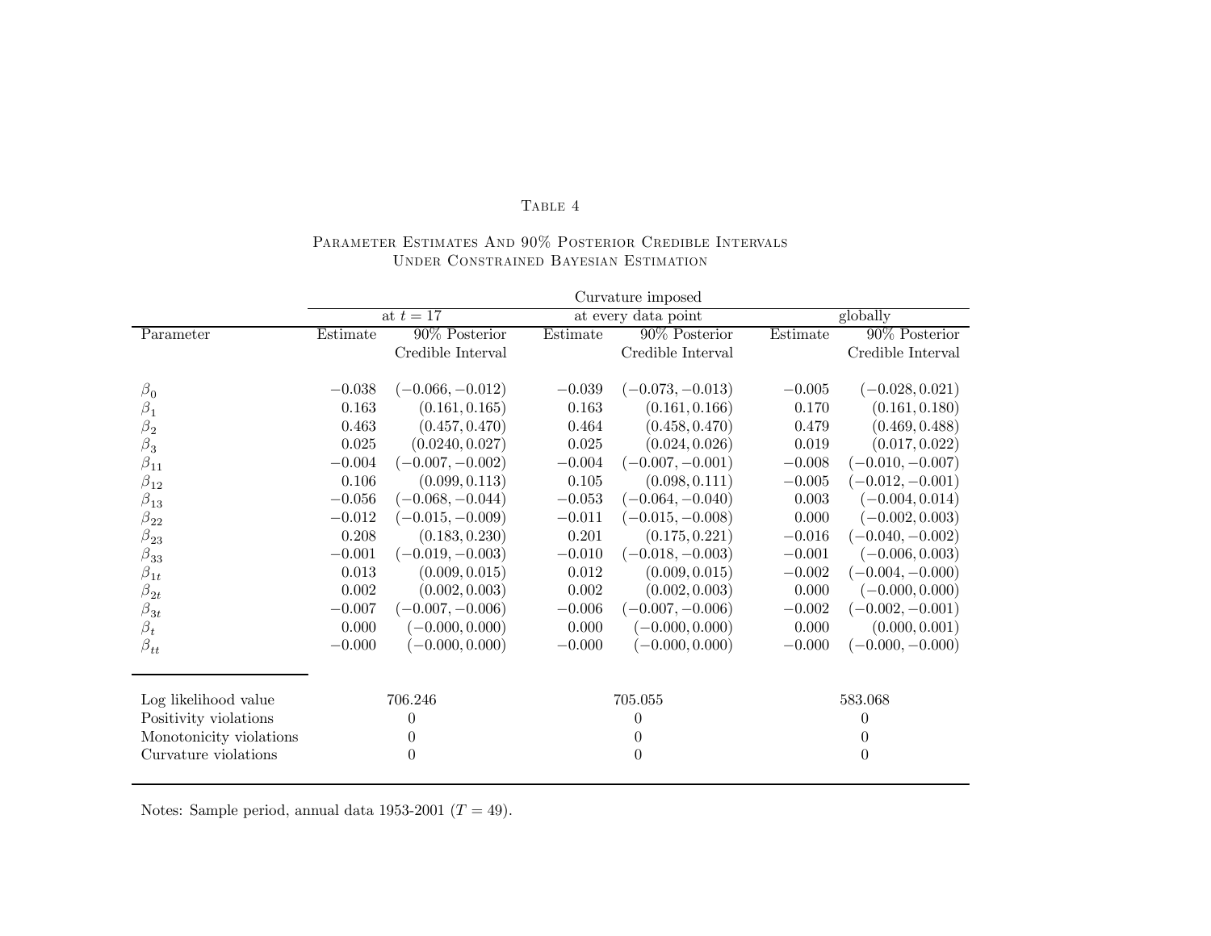Table 4

Parameter Estimates And 90% Posterior Credible Intervals Under Constrained Bayesian Estimation

| | Curvature imposed | | | | | |
|---|---|---|---|---|---|---|
| | at $t = 17$ | | at every data point | | globally | |
| Parameter | Estimate | 90% Posterior Credible Interval | Estimate | 90% Posterior Credible Interval | Estimate | 90% Posterior Credible Interval |
| $\beta_0$ | $-0.038$ | $(-0.066, -0.012)$ | $-0.039$ | $(-0.073, -0.013)$ | $-0.005$ | $(-0.028, 0.021)$ |
| $\beta_1$ | $0.163$ | $(0.161, 0.165)$ | $0.163$ | $(0.161, 0.166)$ | $0.170$ | $(0.161, 0.180)$ |
| $\beta_2$ | $0.463$ | $(0.457, 0.470)$ | $0.464$ | $(0.458, 0.470)$ | $0.479$ | $(0.469, 0.488)$ |
| $\beta_3$ | $0.025$ | $(0.0240, 0.027)$ | $0.025$ | $(0.024, 0.026)$ | $0.019$ | $(0.017, 0.022)$ |
| $\beta_{11}$ | $-0.004$ | $(-0.007, -0.002)$ | $-0.004$ | $(-0.007, -0.001)$ | $-0.008$ | $(-0.010, -0.007)$ |
| $\beta_{12}$ | $0.106$ | $(0.099, 0.113)$ | $0.105$ | $(0.098, 0.111)$ | $-0.005$ | $(-0.012, -0.001)$ |
| $\beta_{13}$ | $-0.056$ | $(-0.068, -0.044)$ | $-0.053$ | $(-0.064, -0.040)$ | $0.003$ | $(-0.004, 0.014)$ |
| $\beta_{22}$ | $-0.012$ | $(-0.015, -0.009)$ | $-0.011$ | $(-0.015, -0.008)$ | $0.000$ | $(-0.002, 0.003)$ |
| $\beta_{23}$ | $0.208$ | $(0.183, 0.230)$ | $0.201$ | $(0.175, 0.221)$ | $-0.016$ | $(-0.040, -0.002)$ |
| $\beta_{33}$ | $-0.001$ | $(-0.019, -0.003)$ | $-0.010$ | $(-0.018, -0.003)$ | $-0.001$ | $(-0.006, 0.003)$ |
| $\beta_{1t}$ | $0.013$ | $(0.009, 0.015)$ | $0.012$ | $(0.009, 0.015)$ | $-0.002$ | $(-0.004, -0.000)$ |
| $\beta_{2t}$ | $0.002$ | $(0.002, 0.003)$ | $0.002$ | $(0.002, 0.003)$ | $0.000$ | $(-0.000, 0.000)$ |
| $\beta_{3t}$ | $-0.007$ | $(-0.007, -0.006)$ | $-0.006$ | $(-0.007, -0.006)$ | $-0.002$ | $(-0.002, -0.001)$ |
| $\beta_t$ | $0.000$ | $(-0.000, 0.000)$ | $0.000$ | $(-0.000, 0.000)$ | $0.000$ | $(0.000, 0.001)$ |
| $\beta_{tt}$ | $-0.000$ | $(-0.000, 0.000)$ | $-0.000$ | $(-0.000, 0.000)$ | $-0.000$ | $(-0.000, -0.000)$ |
| Log likelihood value | 706.246 | | 705.055 | | 583.068 | |
| Positivity violations | 0 | | 0 | | 0 | |
| Monotonicity violations | 0 | | 0 | | 0 | |
| Curvature violations | 0 | | 0 | | 0 | |

Notes: Sample period, annual data 1953-2001 ($T = 49$).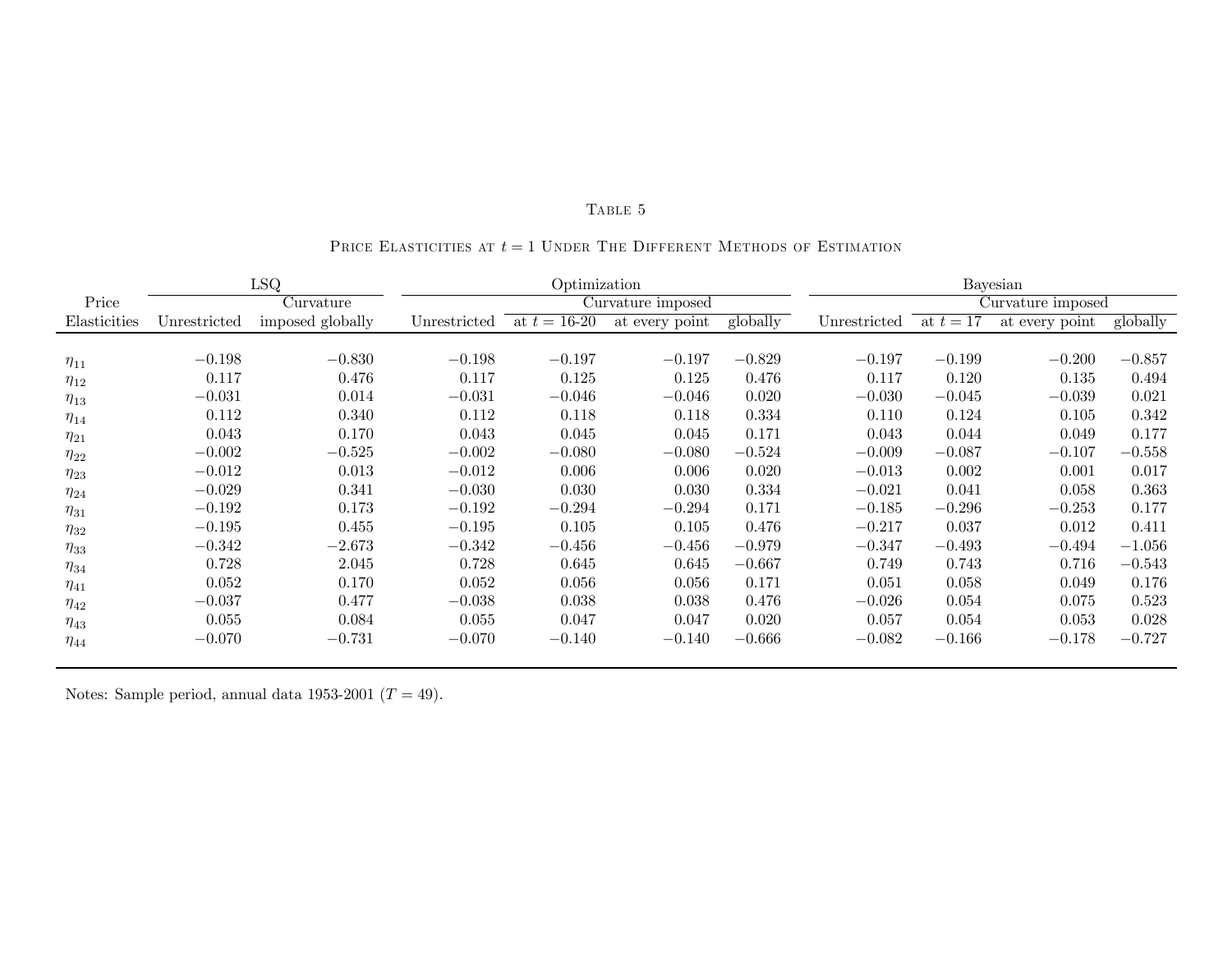Table 5

Price Elasticities at $t = 1$ Under The Different Methods of Estimation

| Price Elasticities | LSQ | | Optimization | | | | Bayesian | | | |
|---|---|---|---|---|---|---|---|---|---|---|
| | Unrestricted | Curvature imposed globally | Unrestricted | Curvature imposed | | | Unrestricted | Curvature imposed | | |
| | | | | at $t = 16$-$20$ | at every point | globally | | at $t = 17$ | at every point | globally |
| $\eta_{11}$ | $-0.198$ | $-0.830$ | $-0.198$ | $-0.197$ | $-0.197$ | $-0.829$ | $-0.197$ | $-0.199$ | $-0.200$ | $-0.857$ |
| $\eta_{12}$ | $0.117$ | $0.476$ | $0.117$ | $0.125$ | $0.125$ | $0.476$ | $0.117$ | $0.120$ | $0.135$ | $0.494$ |
| $\eta_{13}$ | $-0.031$ | $0.014$ | $-0.031$ | $-0.046$ | $-0.046$ | $0.020$ | $-0.030$ | $-0.045$ | $-0.039$ | $0.021$ |
| $\eta_{14}$ | $0.112$ | $0.340$ | $0.112$ | $0.118$ | $0.118$ | $0.334$ | $0.110$ | $0.124$ | $0.105$ | $0.342$ |
| $\eta_{21}$ | $0.043$ | $0.170$ | $0.043$ | $0.045$ | $0.045$ | $0.171$ | $0.043$ | $0.044$ | $0.049$ | $0.177$ |
| $\eta_{22}$ | $-0.002$ | $-0.525$ | $-0.002$ | $-0.080$ | $-0.080$ | $-0.524$ | $-0.009$ | $-0.087$ | $-0.107$ | $-0.558$ |
| $\eta_{23}$ | $-0.012$ | $0.013$ | $-0.012$ | $0.006$ | $0.006$ | $0.020$ | $-0.013$ | $0.002$ | $0.001$ | $0.017$ |
| $\eta_{24}$ | $-0.029$ | $0.341$ | $-0.030$ | $0.030$ | $0.030$ | $0.334$ | $-0.021$ | $0.041$ | $0.058$ | $0.363$ |
| $\eta_{31}$ | $-0.192$ | $0.173$ | $-0.192$ | $-0.294$ | $-0.294$ | $0.171$ | $-0.185$ | $-0.296$ | $-0.253$ | $0.177$ |
| $\eta_{32}$ | $-0.195$ | $0.455$ | $-0.195$ | $0.105$ | $0.105$ | $0.476$ | $-0.217$ | $0.037$ | $0.012$ | $0.411$ |
| $\eta_{33}$ | $-0.342$ | $-2.673$ | $-0.342$ | $-0.456$ | $-0.456$ | $-0.979$ | $-0.347$ | $-0.493$ | $-0.494$ | $-1.056$ |
| $\eta_{34}$ | $0.728$ | $2.045$ | $0.728$ | $0.645$ | $0.645$ | $-0.667$ | $0.749$ | $0.743$ | $0.716$ | $-0.543$ |
| $\eta_{41}$ | $0.052$ | $0.170$ | $0.052$ | $0.056$ | $0.056$ | $0.171$ | $0.051$ | $0.058$ | $0.049$ | $0.176$ |
| $\eta_{42}$ | $-0.037$ | $0.477$ | $-0.038$ | $0.038$ | $0.038$ | $0.476$ | $-0.026$ | $0.054$ | $0.075$ | $0.523$ |
| $\eta_{43}$ | $0.055$ | $0.084$ | $0.055$ | $0.047$ | $0.047$ | $0.020$ | $0.057$ | $0.054$ | $0.053$ | $0.028$ |
| $\eta_{44}$ | $-0.070$ | $-0.731$ | $-0.070$ | $-0.140$ | $-0.140$ | $-0.666$ | $-0.082$ | $-0.166$ | $-0.178$ | $-0.727$ |

Notes: Sample period, annual data 1953-2001 ($T = 49$).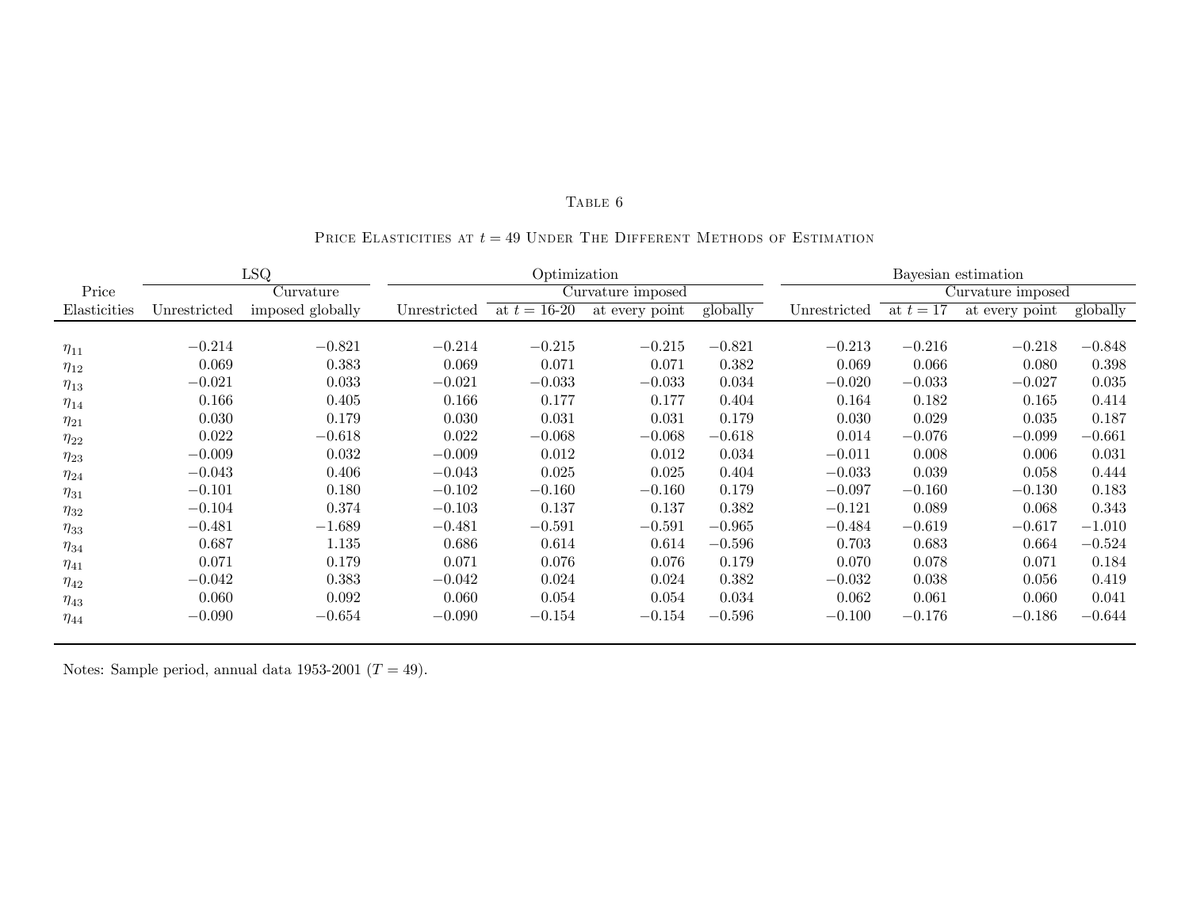Table 6

Price Elasticities at $t = 49$ Under The Different Methods of Estimation

| Price Elasticities | LSQ | | Optimization | | | | Bayesian estimation | | | |
|---|---|---|---|---|---|---|---|---|---|---|
| | | Curvature | | Curvature imposed | | | | Curvature imposed | | |
| | Unrestricted | imposed globally | Unrestricted | at $t = 16$-$20$ | at every point | globally | Unrestricted | at $t = 17$ | at every point | globally |
| $\eta_{11}$ | $-0.214$ | $-0.821$ | $-0.214$ | $-0.215$ | $-0.215$ | $-0.821$ | $-0.213$ | $-0.216$ | $-0.218$ | $-0.848$ |
| $\eta_{12}$ | 0.069 | 0.383 | 0.069 | 0.071 | 0.071 | 0.382 | 0.069 | 0.066 | 0.080 | 0.398 |
| $\eta_{13}$ | $-0.021$ | 0.033 | $-0.021$ | $-0.033$ | $-0.033$ | 0.034 | $-0.020$ | $-0.033$ | $-0.027$ | 0.035 |
| $\eta_{14}$ | 0.166 | 0.405 | 0.166 | 0.177 | 0.177 | 0.404 | 0.164 | 0.182 | 0.165 | 0.414 |
| $\eta_{21}$ | 0.030 | 0.179 | 0.030 | 0.031 | 0.031 | 0.179 | 0.030 | 0.029 | 0.035 | 0.187 |
| $\eta_{22}$ | 0.022 | $-0.618$ | 0.022 | $-0.068$ | $-0.068$ | $-0.618$ | 0.014 | $-0.076$ | $-0.099$ | $-0.661$ |
| $\eta_{23}$ | $-0.009$ | 0.032 | $-0.009$ | 0.012 | 0.012 | 0.034 | $-0.011$ | 0.008 | 0.006 | 0.031 |
| $\eta_{24}$ | $-0.043$ | 0.406 | $-0.043$ | 0.025 | 0.025 | 0.404 | $-0.033$ | 0.039 | 0.058 | 0.444 |
| $\eta_{31}$ | $-0.101$ | 0.180 | $-0.102$ | $-0.160$ | $-0.160$ | 0.179 | $-0.097$ | $-0.160$ | $-0.130$ | 0.183 |
| $\eta_{32}$ | $-0.104$ | 0.374 | $-0.103$ | 0.137 | 0.137 | 0.382 | $-0.121$ | 0.089 | 0.068 | 0.343 |
| $\eta_{33}$ | $-0.481$ | $-1.689$ | $-0.481$ | $-0.591$ | $-0.591$ | $-0.965$ | $-0.484$ | $-0.619$ | $-0.617$ | $-1.010$ |
| $\eta_{34}$ | 0.687 | 1.135 | 0.686 | 0.614 | 0.614 | $-0.596$ | 0.703 | 0.683 | 0.664 | $-0.524$ |
| $\eta_{41}$ | 0.071 | 0.179 | 0.071 | 0.076 | 0.076 | 0.179 | 0.070 | 0.078 | 0.071 | 0.184 |
| $\eta_{42}$ | $-0.042$ | 0.383 | $-0.042$ | 0.024 | 0.024 | 0.382 | $-0.032$ | 0.038 | 0.056 | 0.419 |
| $\eta_{43}$ | 0.060 | 0.092 | 0.060 | 0.054 | 0.054 | 0.034 | 0.062 | 0.061 | 0.060 | 0.041 |
| $\eta_{44}$ | $-0.090$ | $-0.654$ | $-0.090$ | $-0.154$ | $-0.154$ | $-0.596$ | $-0.100$ | $-0.176$ | $-0.186$ | $-0.644$ |

Notes: Sample period, annual data 1953-2001 ($T = 49$).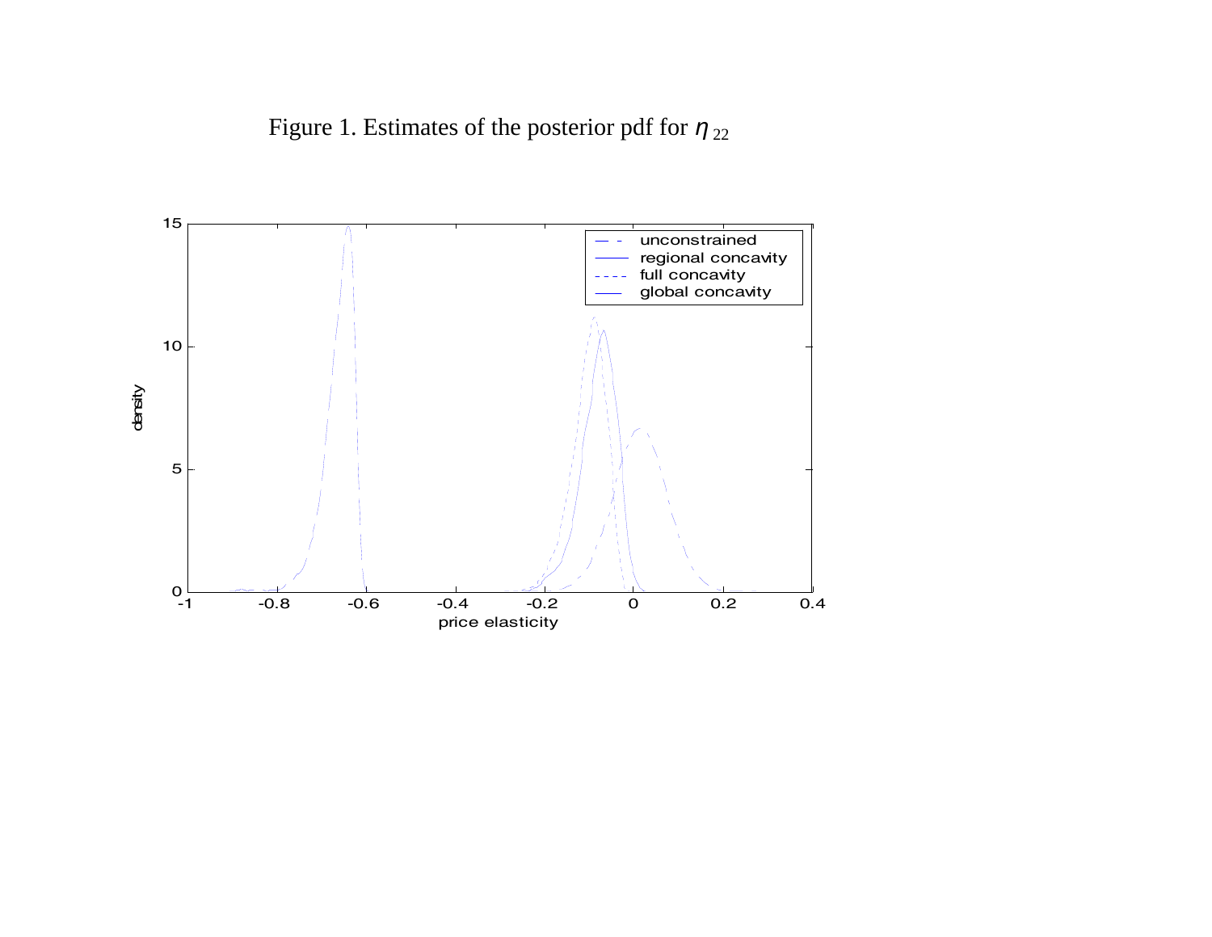Figure 1. Estimates of the posterior pdf for $\eta_{22}$

15

10

5

0

density

-1 -0.8 -0.6 -0.4 -0.2 0 0.2 0.4

price elasticity

unconstrained

regional concavity

full concavity

global concavity